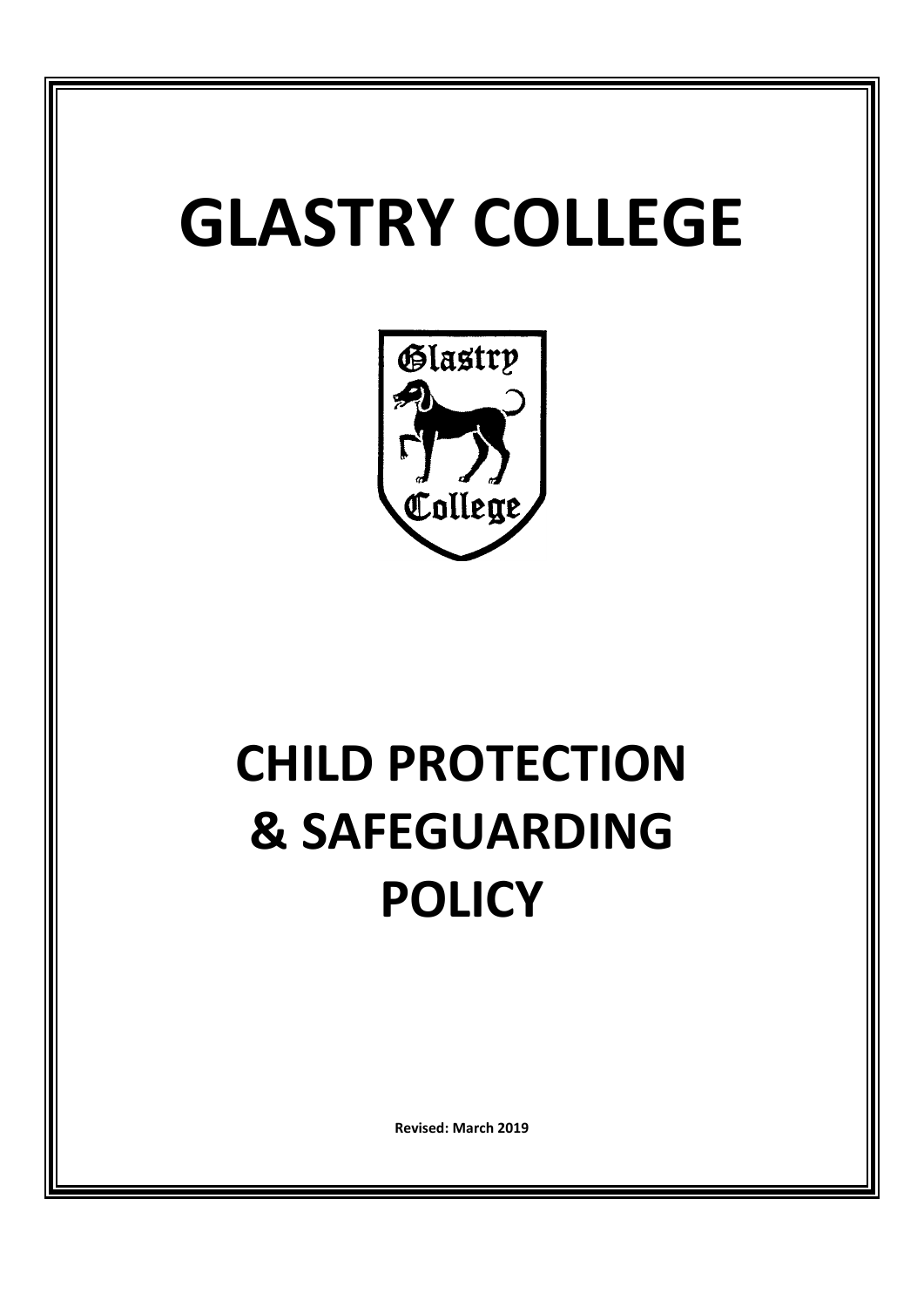# GLASTRY COLLEGE

# CHILD PROTECTION & SAFEGUARDING POLICY

**Revised: March 2019**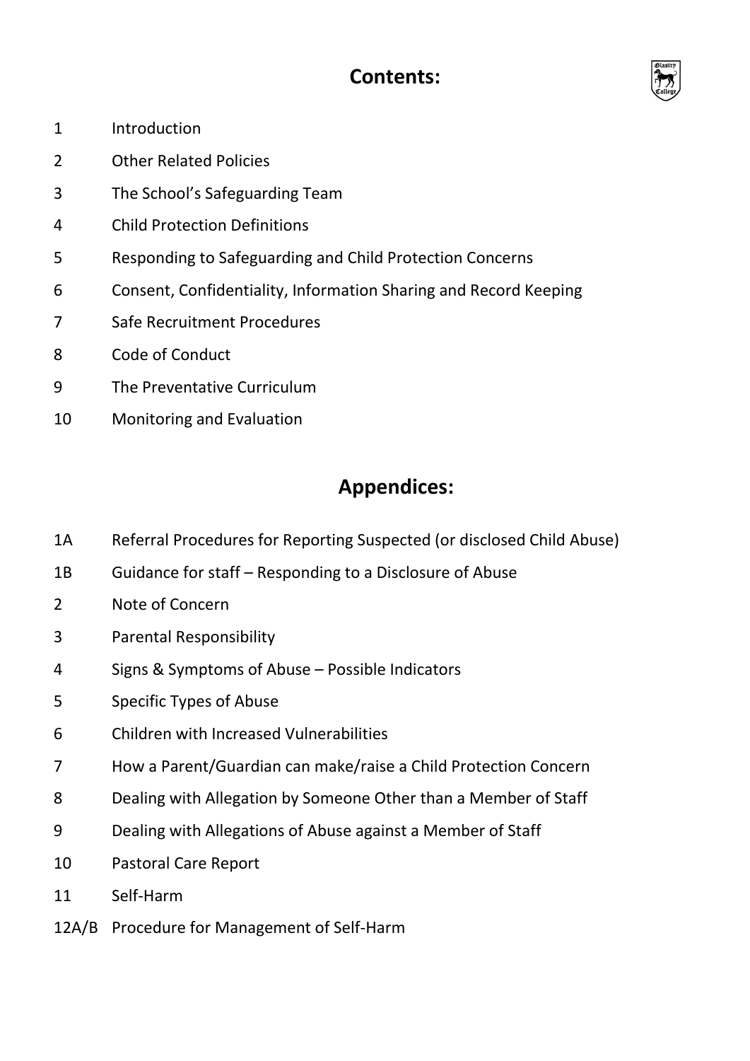## Contents:

| | |
|---|---|
| 1 | Introduction |
| 2 | Other Related Policies |
| 3 | The School's Safeguarding Team |
| 4 | Child Protection Definitions |
| 5 | Responding to Safeguarding and Child Protection Concerns |
| 6 | Consent, Confidentiality, Information Sharing and Record Keeping |
| 7 | Safe Recruitment Procedures |
| 8 | Code of Conduct |
| 9 | The Preventative Curriculum |
| 10 | Monitoring and Evaluation |

## Appendices:

| | |
|---|---|
| 1A | Referral Procedures for Reporting Suspected (or disclosed Child Abuse) |
| 1B | Guidance for staff – Responding to a Disclosure of Abuse |
| 2 | Note of Concern |
| 3 | Parental Responsibility |
| 4 | Signs & Symptoms of Abuse – Possible Indicators |
| 5 | Specific Types of Abuse |
| 6 | Children with Increased Vulnerabilities |
| 7 | How a Parent/Guardian can make/raise a Child Protection Concern |
| 8 | Dealing with Allegation by Someone Other than a Member of Staff |
| 9 | Dealing with Allegations of Abuse against a Member of Staff |
| 10 | Pastoral Care Report |
| 11 | Self-Harm |
| 12A/B | Procedure for Management of Self-Harm |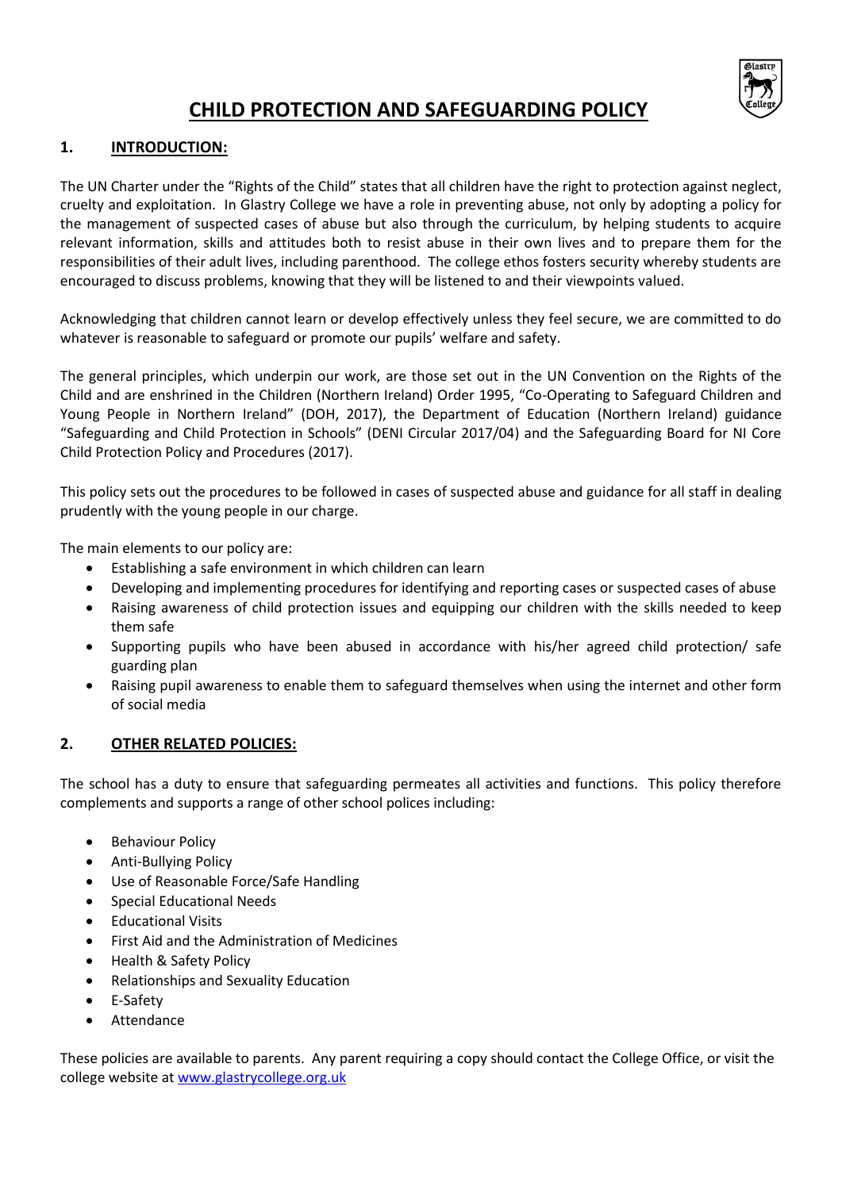# CHILD PROTECTION AND SAFEGUARDING POLICY

## 1. INTRODUCTION:

The UN Charter under the "Rights of the Child" states that all children have the right to protection against neglect, cruelty and exploitation. In Glastry College we have a role in preventing abuse, not only by adopting a policy for the management of suspected cases of abuse but also through the curriculum, by helping students to acquire relevant information, skills and attitudes both to resist abuse in their own lives and to prepare them for the responsibilities of their adult lives, including parenthood. The college ethos fosters security whereby students are encouraged to discuss problems, knowing that they will be listened to and their viewpoints valued.

Acknowledging that children cannot learn or develop effectively unless they feel secure, we are committed to do whatever is reasonable to safeguard or promote our pupils' welfare and safety.

The general principles, which underpin our work, are those set out in the UN Convention on the Rights of the Child and are enshrined in the Children (Northern Ireland) Order 1995, "Co-Operating to Safeguard Children and Young People in Northern Ireland" (DOH, 2017), the Department of Education (Northern Ireland) guidance "Safeguarding and Child Protection in Schools" (DENI Circular 2017/04) and the Safeguarding Board for NI Core Child Protection Policy and Procedures (2017).

This policy sets out the procedures to be followed in cases of suspected abuse and guidance for all staff in dealing prudently with the young people in our charge.

The main elements to our policy are:

- Establishing a safe environment in which children can learn
- Developing and implementing procedures for identifying and reporting cases or suspected cases of abuse
- Raising awareness of child protection issues and equipping our children with the skills needed to keep them safe
- Supporting pupils who have been abused in accordance with his/her agreed child protection/ safe guarding plan
- Raising pupil awareness to enable them to safeguard themselves when using the internet and other form of social media

## 2. OTHER RELATED POLICIES:

The school has a duty to ensure that safeguarding permeates all activities and functions. This policy therefore complements and supports a range of other school polices including:

- Behaviour Policy
- Anti-Bullying Policy
- Use of Reasonable Force/Safe Handling
- Special Educational Needs
- Educational Visits
- First Aid and the Administration of Medicines
- Health & Safety Policy
- Relationships and Sexuality Education
- E-Safety
- Attendance

These policies are available to parents. Any parent requiring a copy should contact the College Office, or visit the college website at [www.glastrycollege.org.uk](http://www.glastrycollege.org.uk)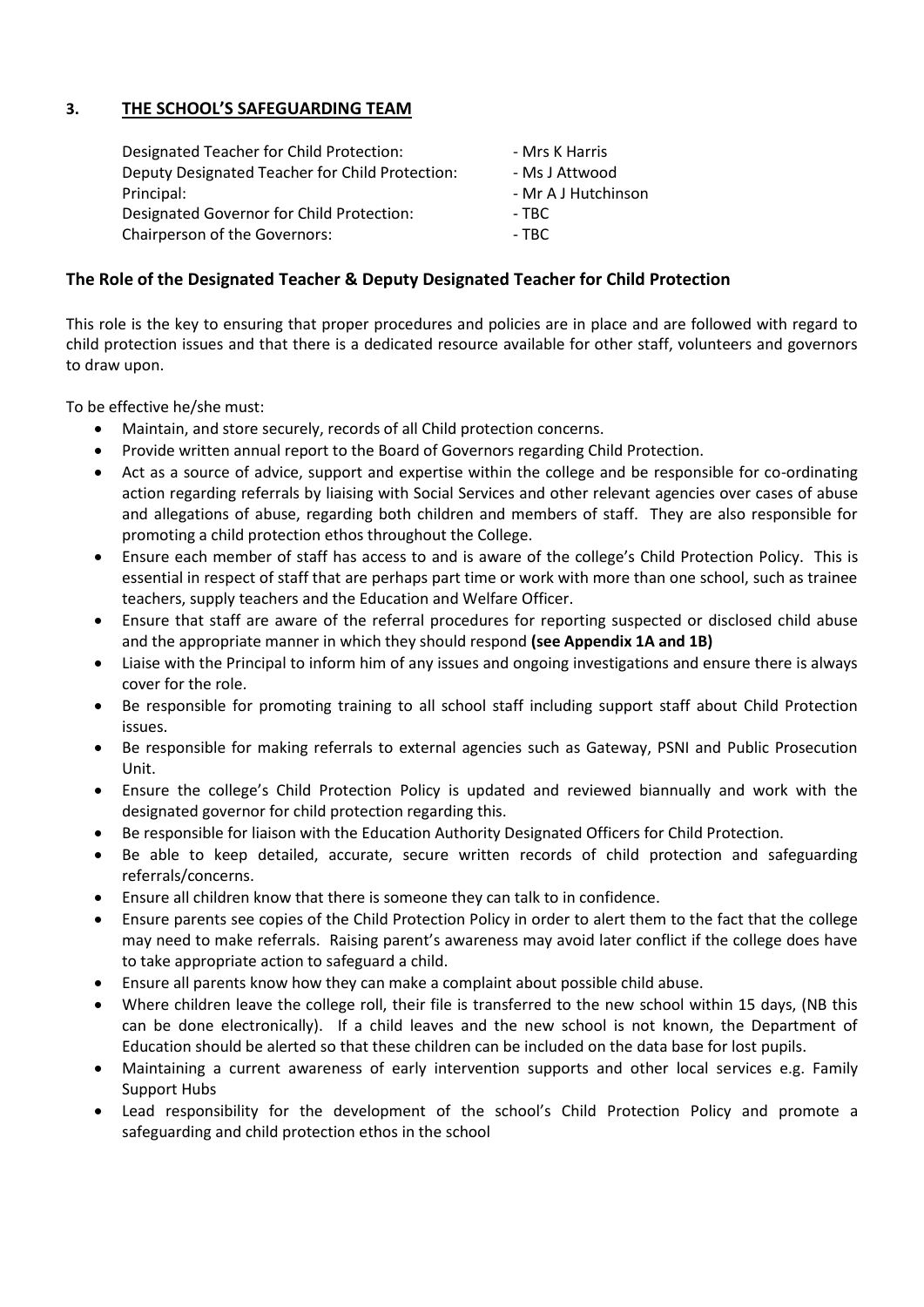## 3. THE SCHOOL'S SAFEGUARDING TEAM

| | |
|---|---|
| Designated Teacher for Child Protection: | - Mrs K Harris |
| Deputy Designated Teacher for Child Protection: | - Ms J Attwood |
| Principal: | - Mr A J Hutchinson |
| Designated Governor for Child Protection: | - TBC |
| Chairperson of the Governors: | - TBC |

### The Role of the Designated Teacher & Deputy Designated Teacher for Child Protection

This role is the key to ensuring that proper procedures and policies are in place and are followed with regard to child protection issues and that there is a dedicated resource available for other staff, volunteers and governors to draw upon.

To be effective he/she must:

- Maintain, and store securely, records of all Child protection concerns.
- Provide written annual report to the Board of Governors regarding Child Protection.
- Act as a source of advice, support and expertise within the college and be responsible for co-ordinating action regarding referrals by liaising with Social Services and other relevant agencies over cases of abuse and allegations of abuse, regarding both children and members of staff. They are also responsible for promoting a child protection ethos throughout the College.
- Ensure each member of staff has access to and is aware of the college's Child Protection Policy. This is essential in respect of staff that are perhaps part time or work with more than one school, such as trainee teachers, supply teachers and the Education and Welfare Officer.
- Ensure that staff are aware of the referral procedures for reporting suspected or disclosed child abuse and the appropriate manner in which they should respond **(see Appendix 1A and 1B)**
- Liaise with the Principal to inform him of any issues and ongoing investigations and ensure there is always cover for the role.
- Be responsible for promoting training to all school staff including support staff about Child Protection issues.
- Be responsible for making referrals to external agencies such as Gateway, PSNI and Public Prosecution Unit.
- Ensure the college's Child Protection Policy is updated and reviewed biannually and work with the designated governor for child protection regarding this.
- Be responsible for liaison with the Education Authority Designated Officers for Child Protection.
- Be able to keep detailed, accurate, secure written records of child protection and safeguarding referrals/concerns.
- Ensure all children know that there is someone they can talk to in confidence.
- Ensure parents see copies of the Child Protection Policy in order to alert them to the fact that the college may need to make referrals. Raising parent's awareness may avoid later conflict if the college does have to take appropriate action to safeguard a child.
- Ensure all parents know how they can make a complaint about possible child abuse.
- Where children leave the college roll, their file is transferred to the new school within 15 days, (NB this can be done electronically). If a child leaves and the new school is not known, the Department of Education should be alerted so that these children can be included on the data base for lost pupils.
- Maintaining a current awareness of early intervention supports and other local services e.g. Family Support Hubs
- Lead responsibility for the development of the school's Child Protection Policy and promote a safeguarding and child protection ethos in the school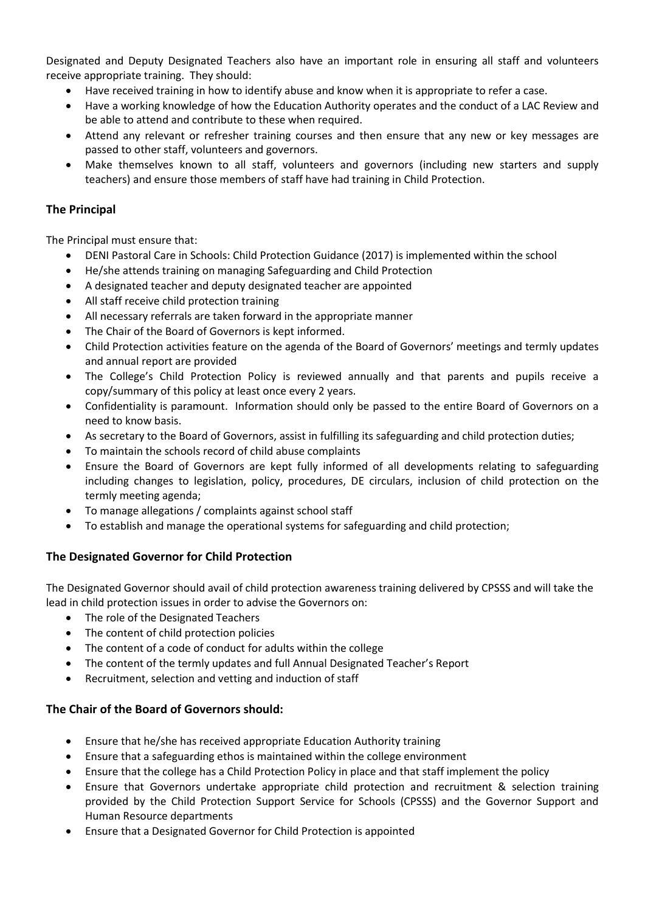Designated and Deputy Designated Teachers also have an important role in ensuring all staff and volunteers receive appropriate training. They should:

- Have received training in how to identify abuse and know when it is appropriate to refer a case.
- Have a working knowledge of how the Education Authority operates and the conduct of a LAC Review and be able to attend and contribute to these when required.
- Attend any relevant or refresher training courses and then ensure that any new or key messages are passed to other staff, volunteers and governors.
- Make themselves known to all staff, volunteers and governors (including new starters and supply teachers) and ensure those members of staff have had training in Child Protection.

## The Principal

The Principal must ensure that:

- DENI Pastoral Care in Schools: Child Protection Guidance (2017) is implemented within the school
- He/she attends training on managing Safeguarding and Child Protection
- A designated teacher and deputy designated teacher are appointed
- All staff receive child protection training
- All necessary referrals are taken forward in the appropriate manner
- The Chair of the Board of Governors is kept informed.
- Child Protection activities feature on the agenda of the Board of Governors' meetings and termly updates and annual report are provided
- The College's Child Protection Policy is reviewed annually and that parents and pupils receive a copy/summary of this policy at least once every 2 years.
- Confidentiality is paramount. Information should only be passed to the entire Board of Governors on a need to know basis.
- As secretary to the Board of Governors, assist in fulfilling its safeguarding and child protection duties;
- To maintain the schools record of child abuse complaints
- Ensure the Board of Governors are kept fully informed of all developments relating to safeguarding including changes to legislation, policy, procedures, DE circulars, inclusion of child protection on the termly meeting agenda;
- To manage allegations / complaints against school staff
- To establish and manage the operational systems for safeguarding and child protection;

## The Designated Governor for Child Protection

The Designated Governor should avail of child protection awareness training delivered by CPSSS and will take the lead in child protection issues in order to advise the Governors on:

- The role of the Designated Teachers
- The content of child protection policies
- The content of a code of conduct for adults within the college
- The content of the termly updates and full Annual Designated Teacher's Report
- Recruitment, selection and vetting and induction of staff

## The Chair of the Board of Governors should:

- Ensure that he/she has received appropriate Education Authority training
- Ensure that a safeguarding ethos is maintained within the college environment
- Ensure that the college has a Child Protection Policy in place and that staff implement the policy
- Ensure that Governors undertake appropriate child protection and recruitment & selection training provided by the Child Protection Support Service for Schools (CPSSS) and the Governor Support and Human Resource departments
- Ensure that a Designated Governor for Child Protection is appointed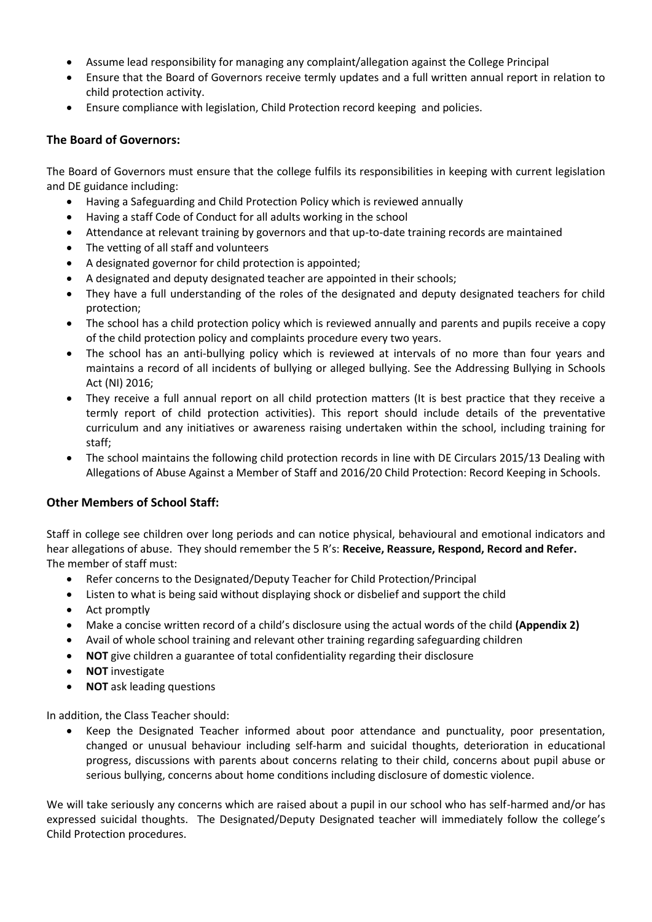- Assume lead responsibility for managing any complaint/allegation against the College Principal
- Ensure that the Board of Governors receive termly updates and a full written annual report in relation to child protection activity.
- Ensure compliance with legislation, Child Protection record keeping and policies.

### The Board of Governors:

The Board of Governors must ensure that the college fulfils its responsibilities in keeping with current legislation and DE guidance including:

- Having a Safeguarding and Child Protection Policy which is reviewed annually
- Having a staff Code of Conduct for all adults working in the school
- Attendance at relevant training by governors and that up-to-date training records are maintained
- The vetting of all staff and volunteers
- A designated governor for child protection is appointed;
- A designated and deputy designated teacher are appointed in their schools;
- They have a full understanding of the roles of the designated and deputy designated teachers for child protection;
- The school has a child protection policy which is reviewed annually and parents and pupils receive a copy of the child protection policy and complaints procedure every two years.
- The school has an anti-bullying policy which is reviewed at intervals of no more than four years and maintains a record of all incidents of bullying or alleged bullying. See the Addressing Bullying in Schools Act (NI) 2016;
- They receive a full annual report on all child protection matters (It is best practice that they receive a termly report of child protection activities). This report should include details of the preventative curriculum and any initiatives or awareness raising undertaken within the school, including training for staff;
- The school maintains the following child protection records in line with DE Circulars 2015/13 Dealing with Allegations of Abuse Against a Member of Staff and 2016/20 Child Protection: Record Keeping in Schools.

### Other Members of School Staff:

Staff in college see children over long periods and can notice physical, behavioural and emotional indicators and hear allegations of abuse. They should remember the 5 R's: **Receive, Reassure, Respond, Record and Refer.**
The member of staff must:

- Refer concerns to the Designated/Deputy Teacher for Child Protection/Principal
- Listen to what is being said without displaying shock or disbelief and support the child
- Act promptly
- Make a concise written record of a child's disclosure using the actual words of the child **(Appendix 2)**
- Avail of whole school training and relevant other training regarding safeguarding children
- **NOT** give children a guarantee of total confidentiality regarding their disclosure
- **NOT** investigate
- **NOT** ask leading questions

In addition, the Class Teacher should:

- Keep the Designated Teacher informed about poor attendance and punctuality, poor presentation, changed or unusual behaviour including self-harm and suicidal thoughts, deterioration in educational progress, discussions with parents about concerns relating to their child, concerns about pupil abuse or serious bullying, concerns about home conditions including disclosure of domestic violence.

We will take seriously any concerns which are raised about a pupil in our school who has self-harmed and/or has expressed suicidal thoughts. The Designated/Deputy Designated teacher will immediately follow the college's Child Protection procedures.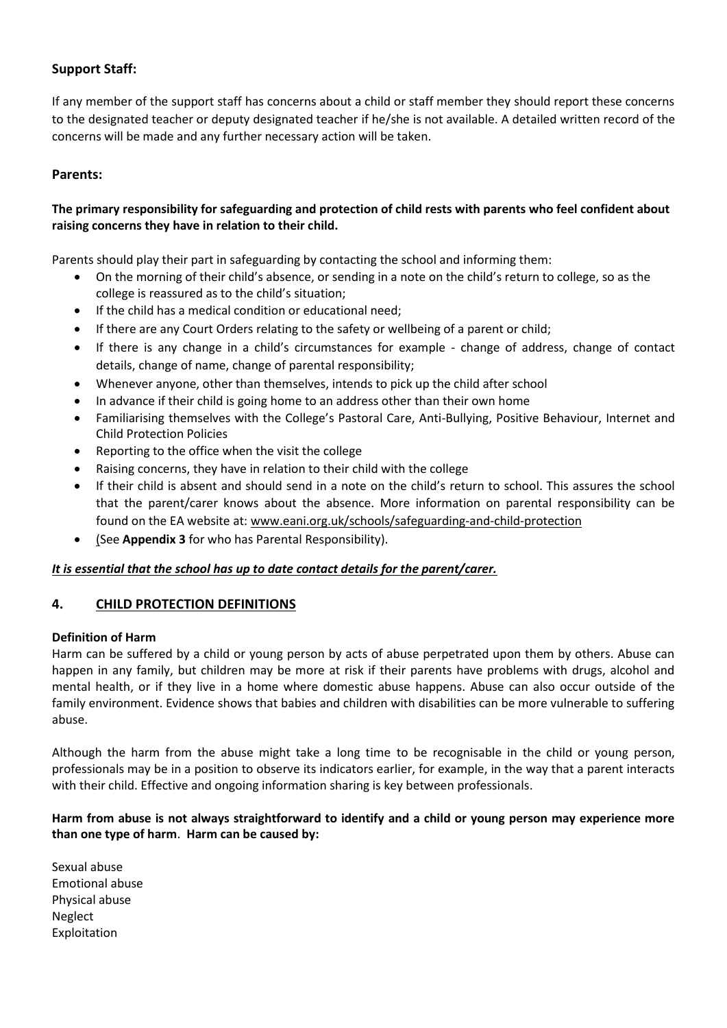### Support Staff:

If any member of the support staff has concerns about a child or staff member they should report these concerns to the designated teacher or deputy designated teacher if he/she is not available. A detailed written record of the concerns will be made and any further necessary action will be taken.

### Parents:

**The primary responsibility for safeguarding and protection of child rests with parents who feel confident about raising concerns they have in relation to their child.**

Parents should play their part in safeguarding by contacting the school and informing them:

- On the morning of their child's absence, or sending in a note on the child's return to college, so as the college is reassured as to the child's situation;
- If the child has a medical condition or educational need;
- If there are any Court Orders relating to the safety or wellbeing of a parent or child;
- If there is any change in a child's circumstances for example - change of address, change of contact details, change of name, change of parental responsibility;
- Whenever anyone, other than themselves, intends to pick up the child after school
- In advance if their child is going home to an address other than their own home
- Familiarising themselves with the College's Pastoral Care, Anti-Bullying, Positive Behaviour, Internet and Child Protection Policies
- Reporting to the office when the visit the college
- Raising concerns, they have in relation to their child with the college
- If their child is absent and should send in a note on the child's return to school. This assures the school that the parent/carer knows about the absence. More information on parental responsibility can be found on the EA website at: www.eani.org.uk/schools/safeguarding-and-child-protection
- (See **Appendix 3** for who has Parental Responsibility).

***<u>It is essential that the school has up to date contact details for the parent/carer.</u>***

## 4. <u>CHILD PROTECTION DEFINITIONS</u>

**Definition of Harm**

Harm can be suffered by a child or young person by acts of abuse perpetrated upon them by others. Abuse can happen in any family, but children may be more at risk if their parents have problems with drugs, alcohol and mental health, or if they live in a home where domestic abuse happens. Abuse can also occur outside of the family environment. Evidence shows that babies and children with disabilities can be more vulnerable to suffering abuse.

Although the harm from the abuse might take a long time to be recognisable in the child or young person, professionals may be in a position to observe its indicators earlier, for example, in the way that a parent interacts with their child. Effective and ongoing information sharing is key between professionals.

**Harm from abuse is not always straightforward to identify and a child or young person may experience more than one type of harm**. **Harm can be caused by:**

Sexual abuse
Emotional abuse
Physical abuse
Neglect
Exploitation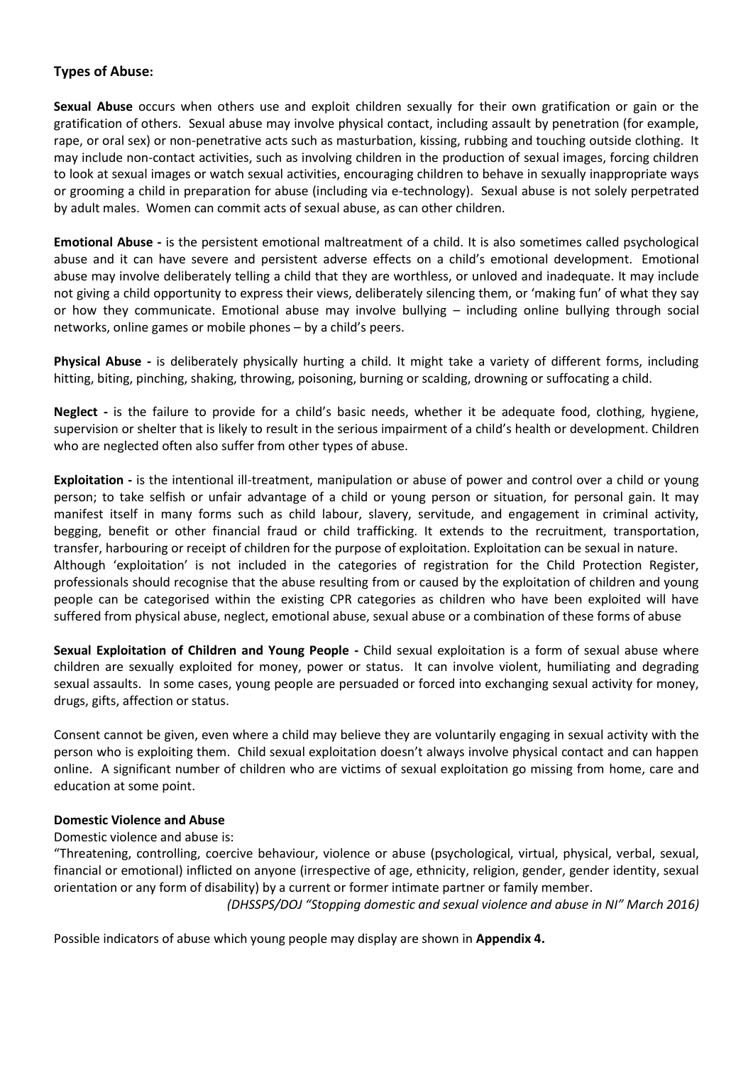## Types of Abuse:

**Sexual Abuse** occurs when others use and exploit children sexually for their own gratification or gain or the gratification of others. Sexual abuse may involve physical contact, including assault by penetration (for example, rape, or oral sex) or non-penetrative acts such as masturbation, kissing, rubbing and touching outside clothing. It may include non-contact activities, such as involving children in the production of sexual images, forcing children to look at sexual images or watch sexual activities, encouraging children to behave in sexually inappropriate ways or grooming a child in preparation for abuse (including via e-technology). Sexual abuse is not solely perpetrated by adult males. Women can commit acts of sexual abuse, as can other children.

**Emotional Abuse -** is the persistent emotional maltreatment of a child. It is also sometimes called psychological abuse and it can have severe and persistent adverse effects on a child's emotional development. Emotional abuse may involve deliberately telling a child that they are worthless, or unloved and inadequate. It may include not giving a child opportunity to express their views, deliberately silencing them, or 'making fun' of what they say or how they communicate. Emotional abuse may involve bullying – including online bullying through social networks, online games or mobile phones – by a child's peers.

**Physical Abuse -** is deliberately physically hurting a child. It might take a variety of different forms, including hitting, biting, pinching, shaking, throwing, poisoning, burning or scalding, drowning or suffocating a child.

**Neglect -** is the failure to provide for a child's basic needs, whether it be adequate food, clothing, hygiene, supervision or shelter that is likely to result in the serious impairment of a child's health or development. Children who are neglected often also suffer from other types of abuse.

**Exploitation -** is the intentional ill-treatment, manipulation or abuse of power and control over a child or young person; to take selfish or unfair advantage of a child or young person or situation, for personal gain. It may manifest itself in many forms such as child labour, slavery, servitude, and engagement in criminal activity, begging, benefit or other financial fraud or child trafficking. It extends to the recruitment, transportation, transfer, harbouring or receipt of children for the purpose of exploitation. Exploitation can be sexual in nature.
Although 'exploitation' is not included in the categories of registration for the Child Protection Register, professionals should recognise that the abuse resulting from or caused by the exploitation of children and young people can be categorised within the existing CPR categories as children who have been exploited will have suffered from physical abuse, neglect, emotional abuse, sexual abuse or a combination of these forms of abuse

**Sexual Exploitation of Children and Young People -** Child sexual exploitation is a form of sexual abuse where children are sexually exploited for money, power or status. It can involve violent, humiliating and degrading sexual assaults. In some cases, young people are persuaded or forced into exchanging sexual activity for money, drugs, gifts, affection or status.

Consent cannot be given, even where a child may believe they are voluntarily engaging in sexual activity with the person who is exploiting them. Child sexual exploitation doesn't always involve physical contact and can happen online. A significant number of children who are victims of sexual exploitation go missing from home, care and education at some point.

**Domestic Violence and Abuse**

Domestic violence and abuse is:

"Threatening, controlling, coercive behaviour, violence or abuse (psychological, virtual, physical, verbal, sexual, financial or emotional) inflicted on anyone (irrespective of age, ethnicity, religion, gender, gender identity, sexual orientation or any form of disability) by a current or former intimate partner or family member.

*(DHSSPS/DOJ "Stopping domestic and sexual violence and abuse in NI" March 2016)*

Possible indicators of abuse which young people may display are shown in **Appendix 4.**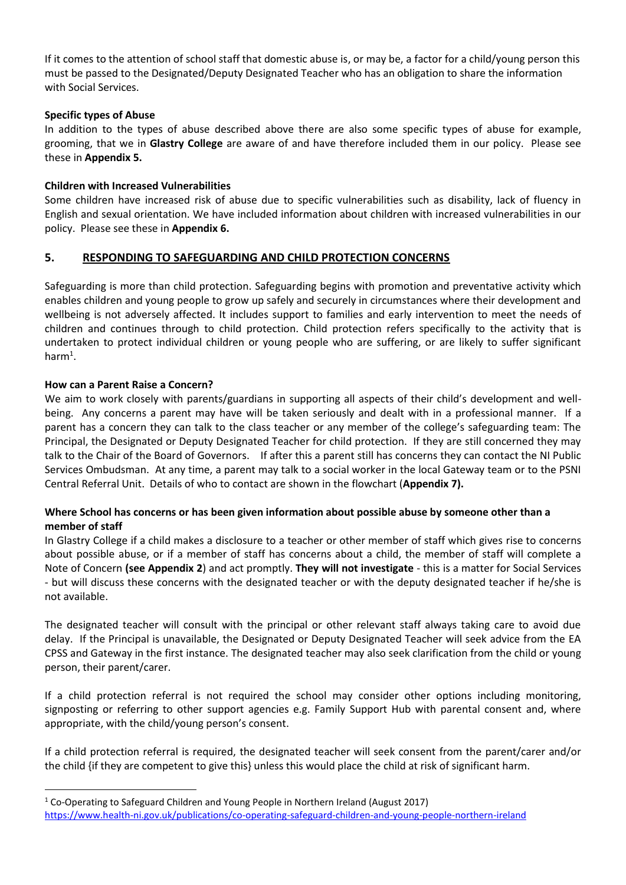If it comes to the attention of school staff that domestic abuse is, or may be, a factor for a child/young person this must be passed to the Designated/Deputy Designated Teacher who has an obligation to share the information with Social Services.

**Specific types of Abuse**

In addition to the types of abuse described above there are also some specific types of abuse for example, grooming, that we in **Glastry College** are aware of and have therefore included them in our policy. Please see these in **Appendix 5.**

**Children with Increased Vulnerabilities**

Some children have increased risk of abuse due to specific vulnerabilities such as disability, lack of fluency in English and sexual orientation. We have included information about children with increased vulnerabilities in our policy. Please see these in **Appendix 6.**

## 5. RESPONDING TO SAFEGUARDING AND CHILD PROTECTION CONCERNS

Safeguarding is more than child protection. Safeguarding begins with promotion and preventative activity which enables children and young people to grow up safely and securely in circumstances where their development and wellbeing is not adversely affected. It includes support to families and early intervention to meet the needs of children and continues through to child protection. Child protection refers specifically to the activity that is undertaken to protect individual children or young people who are suffering, or are likely to suffer significant harm[1].

**How can a Parent Raise a Concern?**

We aim to work closely with parents/guardians in supporting all aspects of their child's development and well-being. Any concerns a parent may have will be taken seriously and dealt with in a professional manner. If a parent has a concern they can talk to the class teacher or any member of the college's safeguarding team: The Principal, the Designated or Deputy Designated Teacher for child protection. If they are still concerned they may talk to the Chair of the Board of Governors. If after this a parent still has concerns they can contact the NI Public Services Ombudsman. At any time, a parent may talk to a social worker in the local Gateway team or to the PSNI Central Referral Unit. Details of who to contact are shown in the flowchart (**Appendix 7).**

**Where School has concerns or has been given information about possible abuse by someone other than a member of staff**

In Glastry College if a child makes a disclosure to a teacher or other member of staff which gives rise to concerns about possible abuse, or if a member of staff has concerns about a child, the member of staff will complete a Note of Concern **(see Appendix 2**) and act promptly. **They will not investigate** - this is a matter for Social Services - but will discuss these concerns with the designated teacher or with the deputy designated teacher if he/she is not available.

The designated teacher will consult with the principal or other relevant staff always taking care to avoid due delay. If the Principal is unavailable, the Designated or Deputy Designated Teacher will seek advice from the EA CPSS and Gateway in the first instance. The designated teacher may also seek clarification from the child or young person, their parent/carer.

If a child protection referral is not required the school may consider other options including monitoring, signposting or referring to other support agencies e.g. Family Support Hub with parental consent and, where appropriate, with the child/young person's consent.

If a child protection referral is required, the designated teacher will seek consent from the parent/carer and/or the child {if they are competent to give this} unless this would place the child at risk of significant harm.

---

[1] Co-Operating to Safeguard Children and Young People in Northern Ireland (August 2017) https://www.health-ni.gov.uk/publications/co-operating-safeguard-children-and-young-people-northern-ireland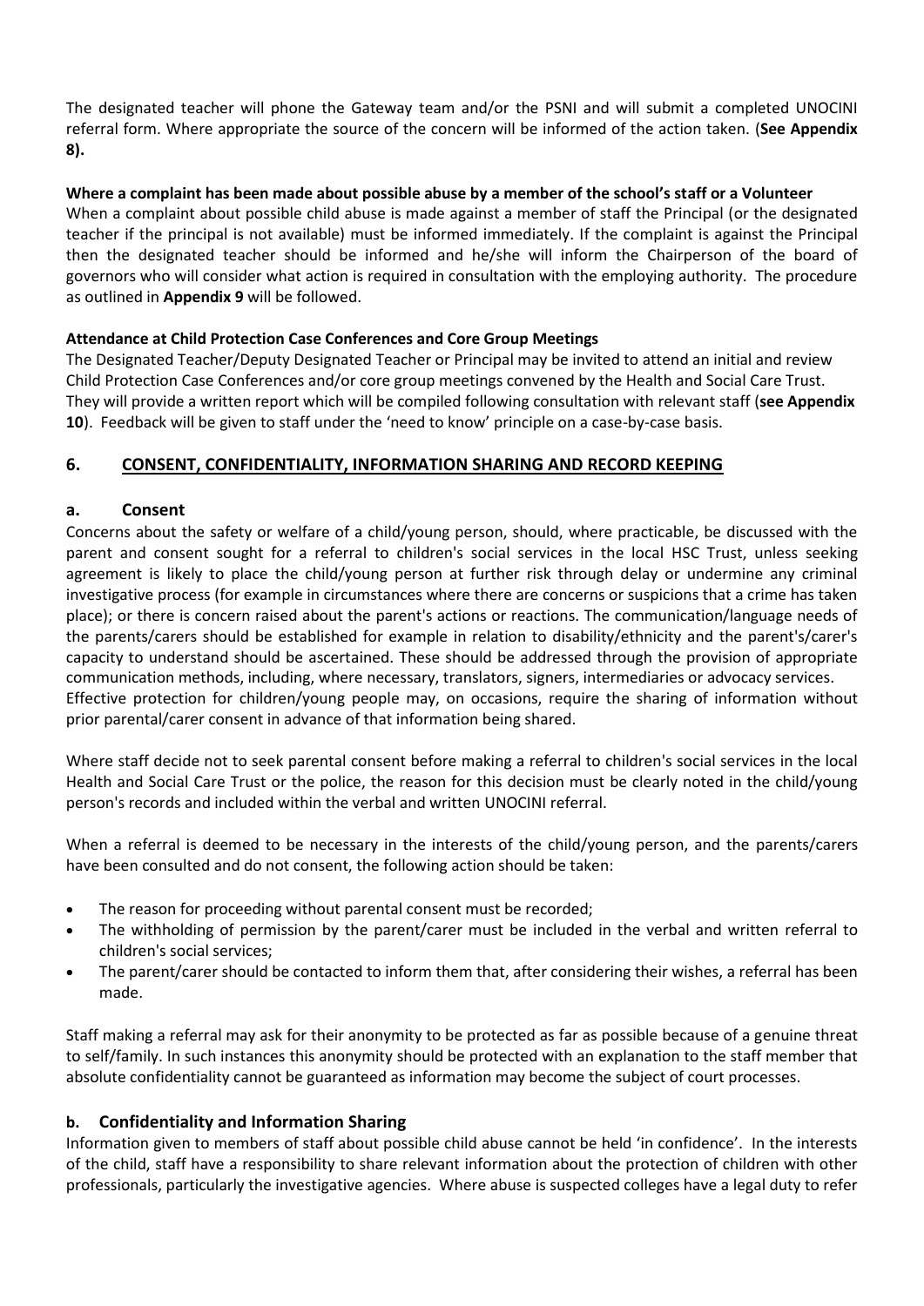The designated teacher will phone the Gateway team and/or the PSNI and will submit a completed UNOCINI referral form. Where appropriate the source of the concern will be informed of the action taken. (**See Appendix 8).**

**Where a complaint has been made about possible abuse by a member of the school's staff or a Volunteer**

When a complaint about possible child abuse is made against a member of staff the Principal (or the designated teacher if the principal is not available) must be informed immediately. If the complaint is against the Principal then the designated teacher should be informed and he/she will inform the Chairperson of the board of governors who will consider what action is required in consultation with the employing authority. The procedure as outlined in **Appendix 9** will be followed.

**Attendance at Child Protection Case Conferences and Core Group Meetings**

The Designated Teacher/Deputy Designated Teacher or Principal may be invited to attend an initial and review Child Protection Case Conferences and/or core group meetings convened by the Health and Social Care Trust. They will provide a written report which will be compiled following consultation with relevant staff (**see Appendix 10**). Feedback will be given to staff under the 'need to know' principle on a case-by-case basis.

## 6. CONSENT, CONFIDENTIALITY, INFORMATION SHARING AND RECORD KEEPING

### a. Consent

Concerns about the safety or welfare of a child/young person, should, where practicable, be discussed with the parent and consent sought for a referral to children's social services in the local HSC Trust, unless seeking agreement is likely to place the child/young person at further risk through delay or undermine any criminal investigative process (for example in circumstances where there are concerns or suspicions that a crime has taken place); or there is concern raised about the parent's actions or reactions. The communication/language needs of the parents/carers should be established for example in relation to disability/ethnicity and the parent's/carer's capacity to understand should be ascertained. These should be addressed through the provision of appropriate communication methods, including, where necessary, translators, signers, intermediaries or advocacy services.
Effective protection for children/young people may, on occasions, require the sharing of information without prior parental/carer consent in advance of that information being shared.

Where staff decide not to seek parental consent before making a referral to children's social services in the local Health and Social Care Trust or the police, the reason for this decision must be clearly noted in the child/young person's records and included within the verbal and written UNOCINI referral.

When a referral is deemed to be necessary in the interests of the child/young person, and the parents/carers have been consulted and do not consent, the following action should be taken:

- The reason for proceeding without parental consent must be recorded;
- The withholding of permission by the parent/carer must be included in the verbal and written referral to children's social services;
- The parent/carer should be contacted to inform them that, after considering their wishes, a referral has been made.

Staff making a referral may ask for their anonymity to be protected as far as possible because of a genuine threat to self/family. In such instances this anonymity should be protected with an explanation to the staff member that absolute confidentiality cannot be guaranteed as information may become the subject of court processes.

### b. Confidentiality and Information Sharing

Information given to members of staff about possible child abuse cannot be held 'in confidence'. In the interests of the child, staff have a responsibility to share relevant information about the protection of children with other professionals, particularly the investigative agencies. Where abuse is suspected colleges have a legal duty to refer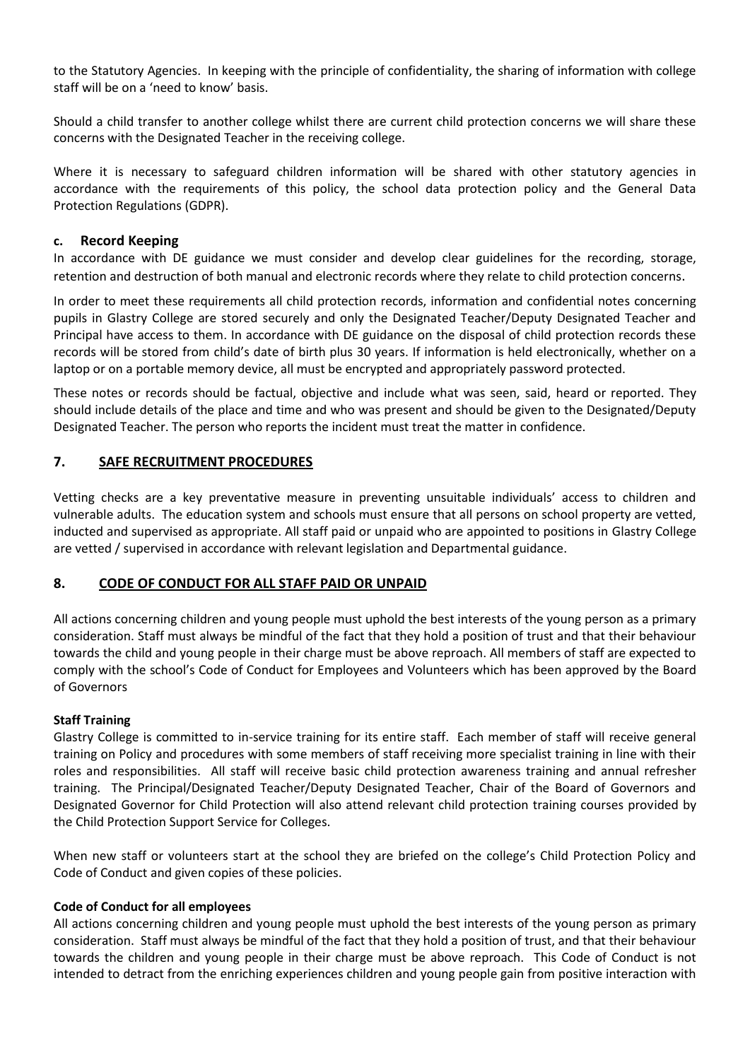to the Statutory Agencies. In keeping with the principle of confidentiality, the sharing of information with college staff will be on a 'need to know' basis.

Should a child transfer to another college whilst there are current child protection concerns we will share these concerns with the Designated Teacher in the receiving college.

Where it is necessary to safeguard children information will be shared with other statutory agencies in accordance with the requirements of this policy, the school data protection policy and the General Data Protection Regulations (GDPR).

### c. Record Keeping

In accordance with DE guidance we must consider and develop clear guidelines for the recording, storage, retention and destruction of both manual and electronic records where they relate to child protection concerns.

In order to meet these requirements all child protection records, information and confidential notes concerning pupils in Glastry College are stored securely and only the Designated Teacher/Deputy Designated Teacher and Principal have access to them. In accordance with DE guidance on the disposal of child protection records these records will be stored from child's date of birth plus 30 years. If information is held electronically, whether on a laptop or on a portable memory device, all must be encrypted and appropriately password protected.

These notes or records should be factual, objective and include what was seen, said, heard or reported. They should include details of the place and time and who was present and should be given to the Designated/Deputy Designated Teacher. The person who reports the incident must treat the matter in confidence.

## 7. SAFE RECRUITMENT PROCEDURES

Vetting checks are a key preventative measure in preventing unsuitable individuals' access to children and vulnerable adults. The education system and schools must ensure that all persons on school property are vetted, inducted and supervised as appropriate. All staff paid or unpaid who are appointed to positions in Glastry College are vetted / supervised in accordance with relevant legislation and Departmental guidance.

## 8. CODE OF CONDUCT FOR ALL STAFF PAID OR UNPAID

All actions concerning children and young people must uphold the best interests of the young person as a primary consideration. Staff must always be mindful of the fact that they hold a position of trust and that their behaviour towards the child and young people in their charge must be above reproach. All members of staff are expected to comply with the school's Code of Conduct for Employees and Volunteers which has been approved by the Board of Governors

**Staff Training**

Glastry College is committed to in-service training for its entire staff. Each member of staff will receive general training on Policy and procedures with some members of staff receiving more specialist training in line with their roles and responsibilities. All staff will receive basic child protection awareness training and annual refresher training. The Principal/Designated Teacher/Deputy Designated Teacher, Chair of the Board of Governors and Designated Governor for Child Protection will also attend relevant child protection training courses provided by the Child Protection Support Service for Colleges.

When new staff or volunteers start at the school they are briefed on the college's Child Protection Policy and Code of Conduct and given copies of these policies.

**Code of Conduct for all employees**

All actions concerning children and young people must uphold the best interests of the young person as primary consideration. Staff must always be mindful of the fact that they hold a position of trust, and that their behaviour towards the children and young people in their charge must be above reproach. This Code of Conduct is not intended to detract from the enriching experiences children and young people gain from positive interaction with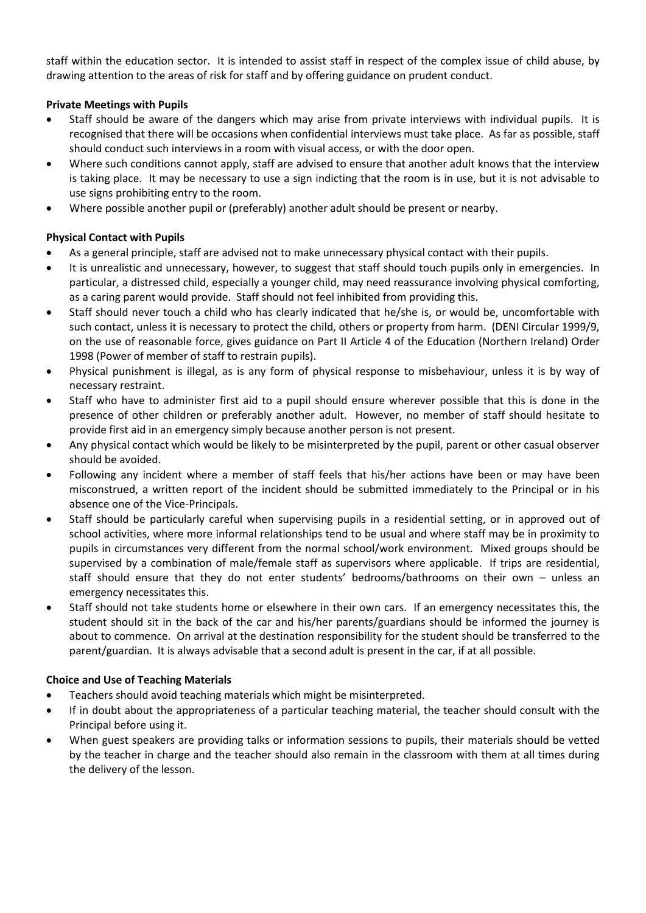staff within the education sector. It is intended to assist staff in respect of the complex issue of child abuse, by drawing attention to the areas of risk for staff and by offering guidance on prudent conduct.

**Private Meetings with Pupils**

- Staff should be aware of the dangers which may arise from private interviews with individual pupils. It is recognised that there will be occasions when confidential interviews must take place. As far as possible, staff should conduct such interviews in a room with visual access, or with the door open.
- Where such conditions cannot apply, staff are advised to ensure that another adult knows that the interview is taking place. It may be necessary to use a sign indicting that the room is in use, but it is not advisable to use signs prohibiting entry to the room.
- Where possible another pupil or (preferably) another adult should be present or nearby.

**Physical Contact with Pupils**

- As a general principle, staff are advised not to make unnecessary physical contact with their pupils.
- It is unrealistic and unnecessary, however, to suggest that staff should touch pupils only in emergencies. In particular, a distressed child, especially a younger child, may need reassurance involving physical comforting, as a caring parent would provide. Staff should not feel inhibited from providing this.
- Staff should never touch a child who has clearly indicated that he/she is, or would be, uncomfortable with such contact, unless it is necessary to protect the child, others or property from harm. (DENI Circular 1999/9, on the use of reasonable force, gives guidance on Part II Article 4 of the Education (Northern Ireland) Order 1998 (Power of member of staff to restrain pupils).
- Physical punishment is illegal, as is any form of physical response to misbehaviour, unless it is by way of necessary restraint.
- Staff who have to administer first aid to a pupil should ensure wherever possible that this is done in the presence of other children or preferably another adult. However, no member of staff should hesitate to provide first aid in an emergency simply because another person is not present.
- Any physical contact which would be likely to be misinterpreted by the pupil, parent or other casual observer should be avoided.
- Following any incident where a member of staff feels that his/her actions have been or may have been misconstrued, a written report of the incident should be submitted immediately to the Principal or in his absence one of the Vice-Principals.
- Staff should be particularly careful when supervising pupils in a residential setting, or in approved out of school activities, where more informal relationships tend to be usual and where staff may be in proximity to pupils in circumstances very different from the normal school/work environment. Mixed groups should be supervised by a combination of male/female staff as supervisors where applicable. If trips are residential, staff should ensure that they do not enter students' bedrooms/bathrooms on their own – unless an emergency necessitates this.
- Staff should not take students home or elsewhere in their own cars. If an emergency necessitates this, the student should sit in the back of the car and his/her parents/guardians should be informed the journey is about to commence. On arrival at the destination responsibility for the student should be transferred to the parent/guardian. It is always advisable that a second adult is present in the car, if at all possible.

**Choice and Use of Teaching Materials**

- Teachers should avoid teaching materials which might be misinterpreted.
- If in doubt about the appropriateness of a particular teaching material, the teacher should consult with the Principal before using it.
- When guest speakers are providing talks or information sessions to pupils, their materials should be vetted by the teacher in charge and the teacher should also remain in the classroom with them at all times during the delivery of the lesson.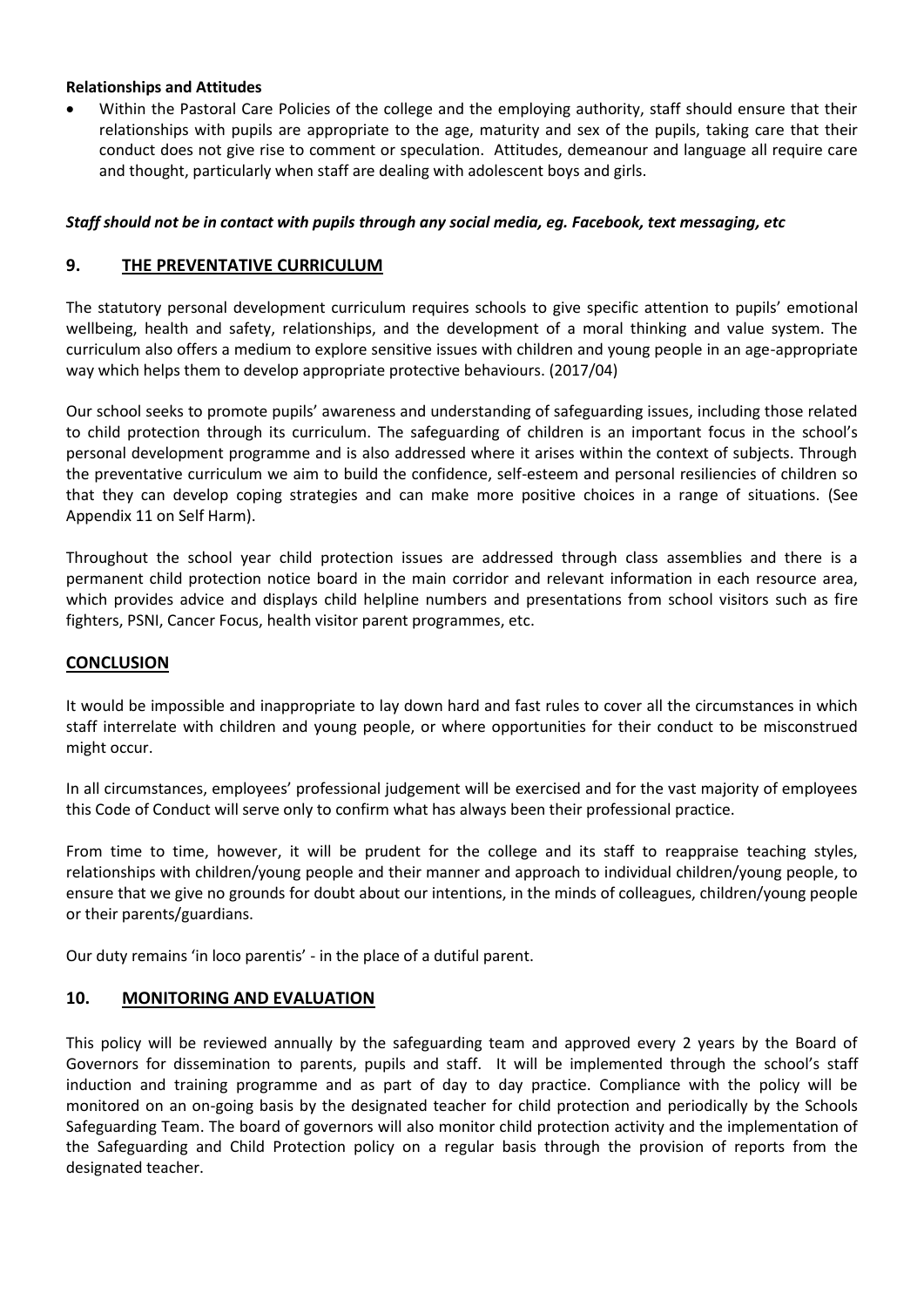**Relationships and Attitudes**

- Within the Pastoral Care Policies of the college and the employing authority, staff should ensure that their relationships with pupils are appropriate to the age, maturity and sex of the pupils, taking care that their conduct does not give rise to comment or speculation. Attitudes, demeanour and language all require care and thought, particularly when staff are dealing with adolescent boys and girls.

***Staff should not be in contact with pupils through any social media, eg. Facebook, text messaging, etc***

## 9. THE PREVENTATIVE CURRICULUM

The statutory personal development curriculum requires schools to give specific attention to pupils' emotional wellbeing, health and safety, relationships, and the development of a moral thinking and value system. The curriculum also offers a medium to explore sensitive issues with children and young people in an age-appropriate way which helps them to develop appropriate protective behaviours. (2017/04)

Our school seeks to promote pupils' awareness and understanding of safeguarding issues, including those related to child protection through its curriculum. The safeguarding of children is an important focus in the school's personal development programme and is also addressed where it arises within the context of subjects. Through the preventative curriculum we aim to build the confidence, self-esteem and personal resiliencies of children so that they can develop coping strategies and can make more positive choices in a range of situations. (See Appendix 11 on Self Harm).

Throughout the school year child protection issues are addressed through class assemblies and there is a permanent child protection notice board in the main corridor and relevant information in each resource area, which provides advice and displays child helpline numbers and presentations from school visitors such as fire fighters, PSNI, Cancer Focus, health visitor parent programmes, etc.

## CONCLUSION

It would be impossible and inappropriate to lay down hard and fast rules to cover all the circumstances in which staff interrelate with children and young people, or where opportunities for their conduct to be misconstrued might occur.

In all circumstances, employees' professional judgement will be exercised and for the vast majority of employees this Code of Conduct will serve only to confirm what has always been their professional practice.

From time to time, however, it will be prudent for the college and its staff to reappraise teaching styles, relationships with children/young people and their manner and approach to individual children/young people, to ensure that we give no grounds for doubt about our intentions, in the minds of colleagues, children/young people or their parents/guardians.

Our duty remains 'in loco parentis' - in the place of a dutiful parent.

## 10. MONITORING AND EVALUATION

This policy will be reviewed annually by the safeguarding team and approved every 2 years by the Board of Governors for dissemination to parents, pupils and staff. It will be implemented through the school's staff induction and training programme and as part of day to day practice. Compliance with the policy will be monitored on an on-going basis by the designated teacher for child protection and periodically by the Schools Safeguarding Team. The board of governors will also monitor child protection activity and the implementation of the Safeguarding and Child Protection policy on a regular basis through the provision of reports from the designated teacher.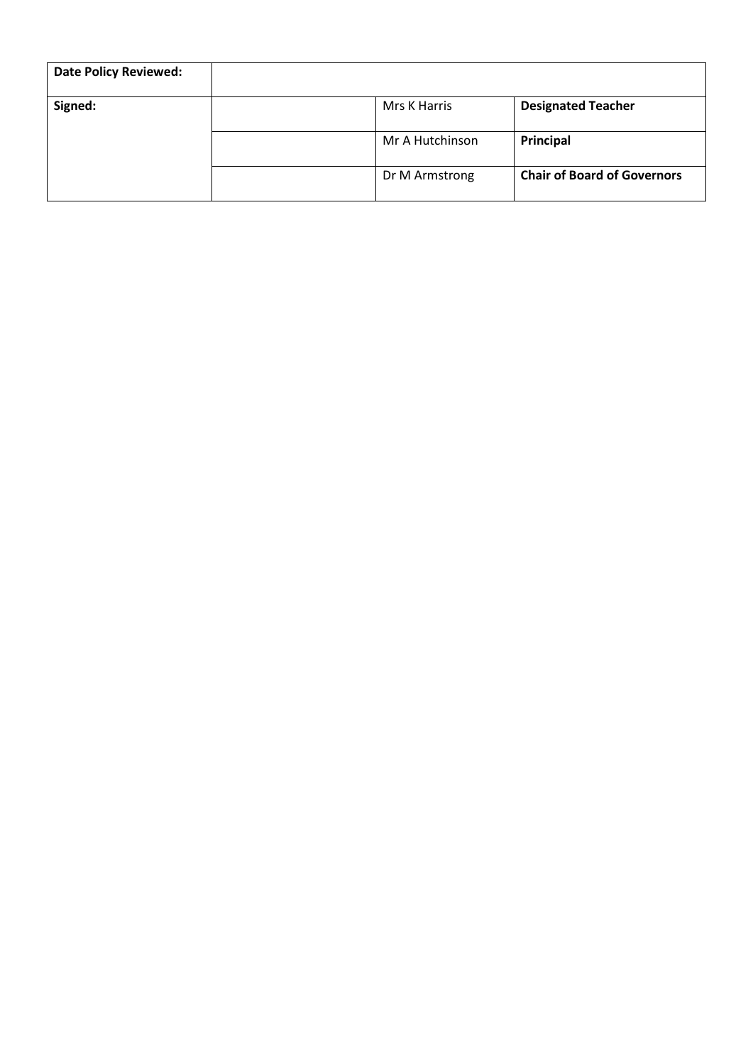| **Date Policy Reviewed:** | | | |
|---|---|---|---|
| **Signed:** | | Mrs K Harris | **Designated Teacher** |
| | | Mr A Hutchinson | **Principal** |
| | | Dr M Armstrong | **Chair of Board of Governors** |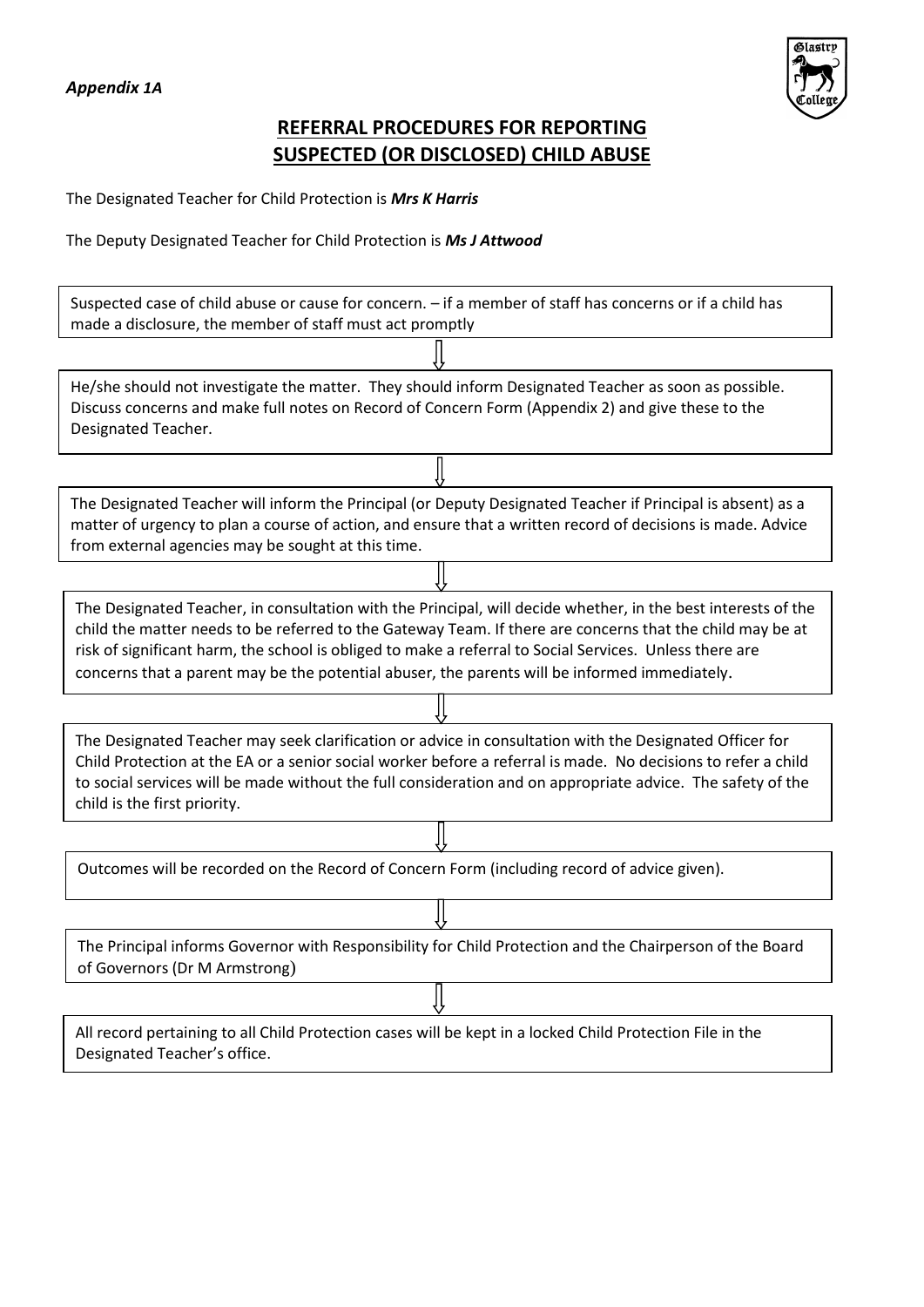*Appendix 1A*

## REFERRAL PROCEDURES FOR REPORTING SUSPECTED (OR DISCLOSED) CHILD ABUSE

The Designated Teacher for Child Protection is ***Mrs K Harris***

The Deputy Designated Teacher for Child Protection is ***Ms J Attwood***

Suspected case of child abuse or cause for concern. – if a member of staff has concerns or if a child has made a disclosure, the member of staff must act promptly

⇓

He/she should not investigate the matter. They should inform Designated Teacher as soon as possible. Discuss concerns and make full notes on Record of Concern Form (Appendix 2) and give these to the Designated Teacher.

⇓

The Designated Teacher will inform the Principal (or Deputy Designated Teacher if Principal is absent) as a matter of urgency to plan a course of action, and ensure that a written record of decisions is made. Advice from external agencies may be sought at this time.

⇓

The Designated Teacher, in consultation with the Principal, will decide whether, in the best interests of the child the matter needs to be referred to the Gateway Team. If there are concerns that the child may be at risk of significant harm, the school is obliged to make a referral to Social Services. Unless there are concerns that a parent may be the potential abuser, the parents will be informed immediately.

⇓

The Designated Teacher may seek clarification or advice in consultation with the Designated Officer for Child Protection at the EA or a senior social worker before a referral is made. No decisions to refer a child to social services will be made without the full consideration and on appropriate advice. The safety of the child is the first priority.

⇓

Outcomes will be recorded on the Record of Concern Form (including record of advice given).

⇓

The Principal informs Governor with Responsibility for Child Protection and the Chairperson of the Board of Governors (Dr M Armstrong)

⇓

All record pertaining to all Child Protection cases will be kept in a locked Child Protection File in the Designated Teacher's office.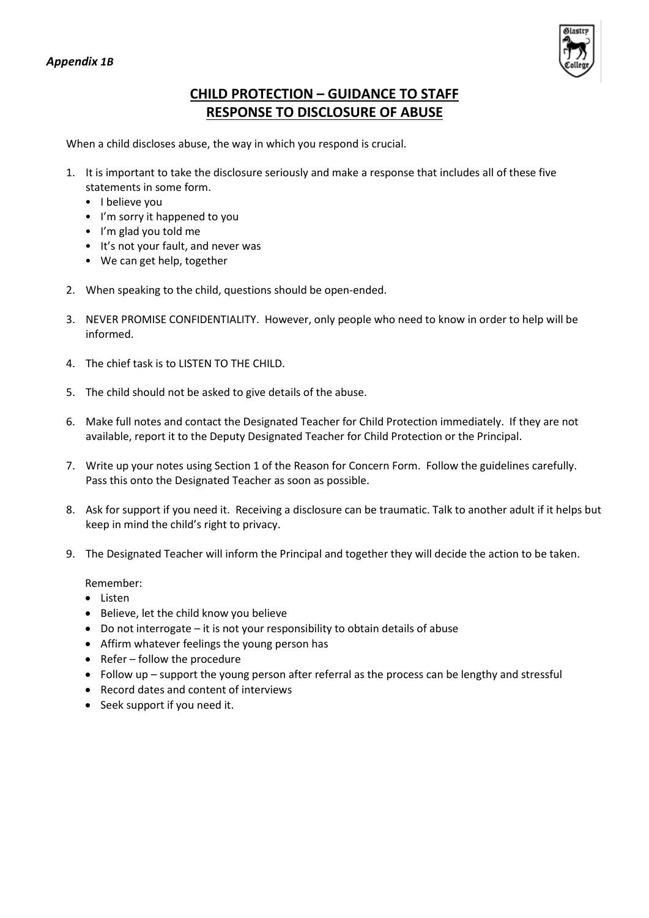*Appendix 1B*

# CHILD PROTECTION – GUIDANCE TO STAFF
# RESPONSE TO DISCLOSURE OF ABUSE

When a child discloses abuse, the way in which you respond is crucial.

1. It is important to take the disclosure seriously and make a response that includes all of these five statements in some form.
   - I believe you
   - I'm sorry it happened to you
   - I'm glad you told me
   - It's not your fault, and never was
   - We can get help, together

2. When speaking to the child, questions should be open-ended.

3. NEVER PROMISE CONFIDENTIALITY. However, only people who need to know in order to help will be informed.

4. The chief task is to LISTEN TO THE CHILD.

5. The child should not be asked to give details of the abuse.

6. Make full notes and contact the Designated Teacher for Child Protection immediately. If they are not available, report it to the Deputy Designated Teacher for Child Protection or the Principal.

7. Write up your notes using Section 1 of the Reason for Concern Form. Follow the guidelines carefully. Pass this onto the Designated Teacher as soon as possible.

8. Ask for support if you need it. Receiving a disclosure can be traumatic. Talk to another adult if it helps but keep in mind the child's right to privacy.

9. The Designated Teacher will inform the Principal and together they will decide the action to be taken.

   Remember:
   - Listen
   - Believe, let the child know you believe
   - Do not interrogate – it is not your responsibility to obtain details of abuse
   - Affirm whatever feelings the young person has
   - Refer – follow the procedure
   - Follow up – support the young person after referral as the process can be lengthy and stressful
   - Record dates and content of interviews
   - Seek support if you need it.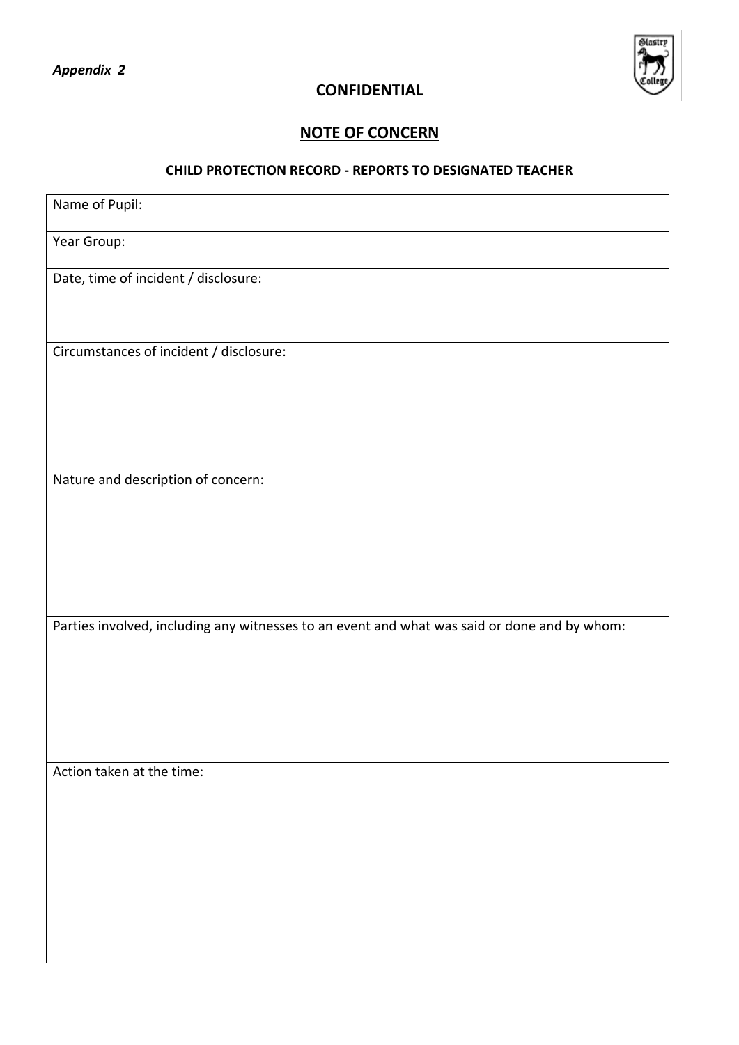*Appendix 2*

**CONFIDENTIAL**

## NOTE OF CONCERN

### CHILD PROTECTION RECORD - REPORTS TO DESIGNATED TEACHER

| Name of Pupil: |
|---|
| Year Group: |
| Date, time of incident / disclosure: |
| Circumstances of incident / disclosure: |
| Nature and description of concern: |
| Parties involved, including any witnesses to an event and what was said or done and by whom: |
| Action taken at the time: |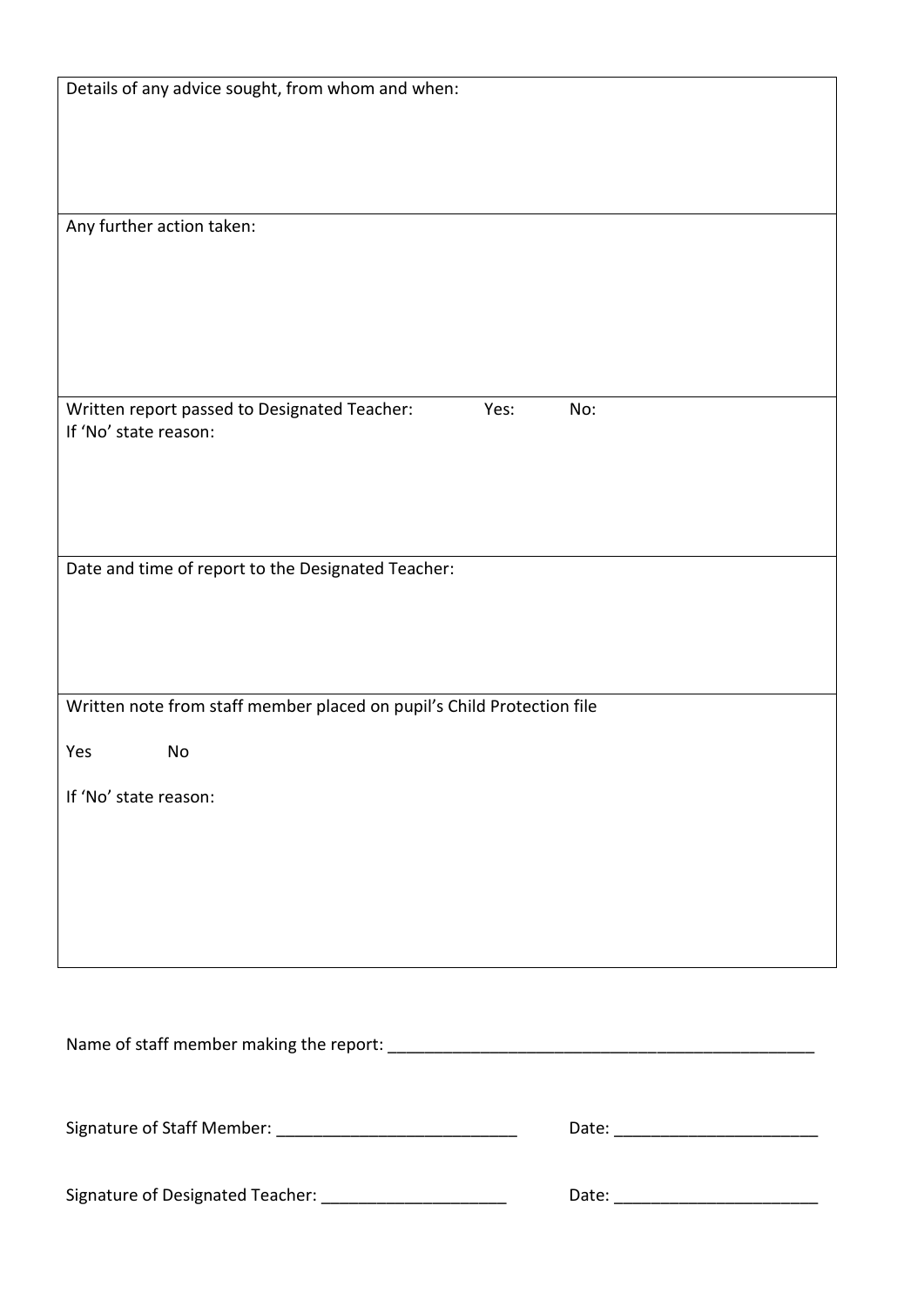| Details of any advice sought, from whom and when: |
|---|
| Any further action taken: |
| Written report passed to Designated Teacher: Yes: No:<br>If 'No' state reason: |
| Date and time of report to the Designated Teacher: |
| Written note from staff member placed on pupil's Child Protection file<br><br>Yes No<br><br>If 'No' state reason: |

Name of staff member making the report: ________________________________________________

Signature of Staff Member: __________________________ Date: ______________________

Signature of Designated Teacher: ____________________ Date: ______________________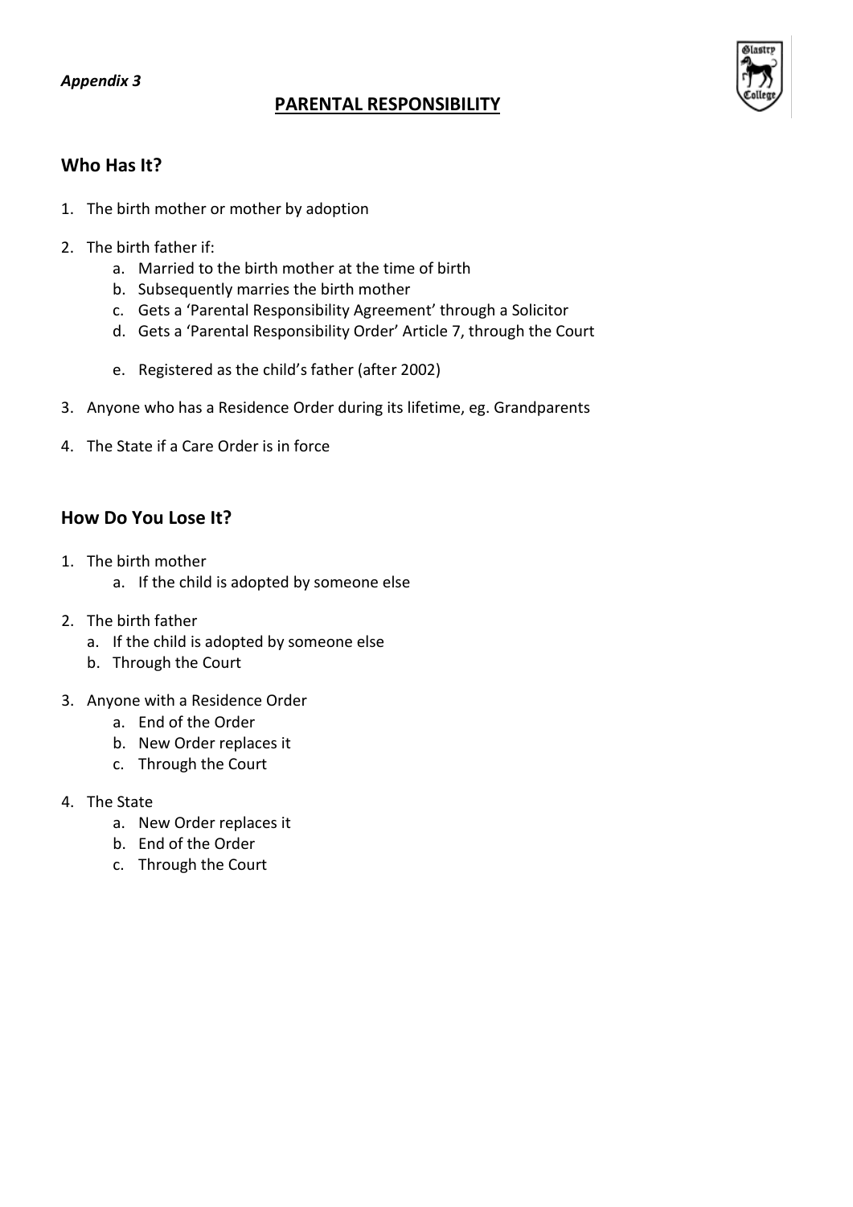*Appendix 3*

# PARENTAL RESPONSIBILITY

## Who Has It?

1. The birth mother or mother by adoption
2. The birth father if:
   a. Married to the birth mother at the time of birth
   b. Subsequently marries the birth mother
   c. Gets a 'Parental Responsibility Agreement' through a Solicitor
   d. Gets a 'Parental Responsibility Order' Article 7, through the Court
   e. Registered as the child's father (after 2002)
3. Anyone who has a Residence Order during its lifetime, eg. Grandparents
4. The State if a Care Order is in force

## How Do You Lose It?

1. The birth mother
   a. If the child is adopted by someone else
2. The birth father
   a. If the child is adopted by someone else
   b. Through the Court
3. Anyone with a Residence Order
   a. End of the Order
   b. New Order replaces it
   c. Through the Court
4. The State
   a. New Order replaces it
   b. End of the Order
   c. Through the Court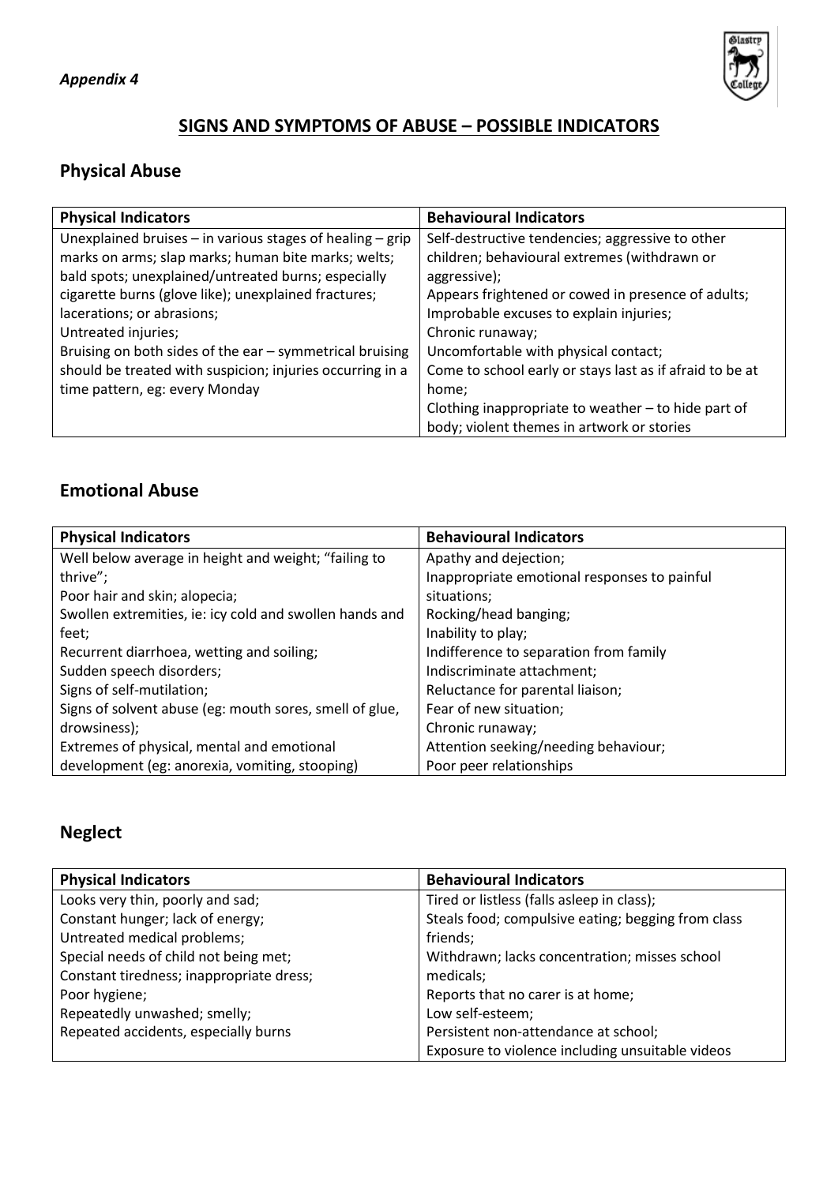*Appendix 4*

## SIGNS AND SYMPTOMS OF ABUSE – POSSIBLE INDICATORS

### Physical Abuse

| Physical Indicators | Behavioural Indicators |
|---|---|
| Unexplained bruises – in various stages of healing – grip marks on arms; slap marks; human bite marks; welts; bald spots; unexplained/untreated burns; especially cigarette burns (glove like); unexplained fractures; lacerations; or abrasions;<br>Untreated injuries;<br>Bruising on both sides of the ear – symmetrical bruising should be treated with suspicion; injuries occurring in a time pattern, eg: every Monday | Self-destructive tendencies; aggressive to other children; behavioural extremes (withdrawn or aggressive);<br>Appears frightened or cowed in presence of adults;<br>Improbable excuses to explain injuries;<br>Chronic runaway;<br>Uncomfortable with physical contact;<br>Come to school early or stays last as if afraid to be at home;<br>Clothing inappropriate to weather – to hide part of body; violent themes in artwork or stories |

### Emotional Abuse

| Physical Indicators | Behavioural Indicators |
|---|---|
| Well below average in height and weight; "failing to thrive";<br>Poor hair and skin; alopecia;<br>Swollen extremities, ie: icy cold and swollen hands and feet;<br>Recurrent diarrhoea, wetting and soiling;<br>Sudden speech disorders;<br>Signs of self-mutilation;<br>Signs of solvent abuse (eg: mouth sores, smell of glue, drowsiness);<br>Extremes of physical, mental and emotional development (eg: anorexia, vomiting, stooping) | Apathy and dejection;<br>Inappropriate emotional responses to painful situations;<br>Rocking/head banging;<br>Inability to play;<br>Indifference to separation from family<br>Indiscriminate attachment;<br>Reluctance for parental liaison;<br>Fear of new situation;<br>Chronic runaway;<br>Attention seeking/needing behaviour;<br>Poor peer relationships |

### Neglect

| Physical Indicators | Behavioural Indicators |
|---|---|
| Looks very thin, poorly and sad;<br>Constant hunger; lack of energy;<br>Untreated medical problems;<br>Special needs of child not being met;<br>Constant tiredness; inappropriate dress;<br>Poor hygiene;<br>Repeatedly unwashed; smelly;<br>Repeated accidents, especially burns | Tired or listless (falls asleep in class);<br>Steals food; compulsive eating; begging from class friends;<br>Withdrawn; lacks concentration; misses school medicals;<br>Reports that no carer is at home;<br>Low self-esteem;<br>Persistent non-attendance at school;<br>Exposure to violence including unsuitable videos |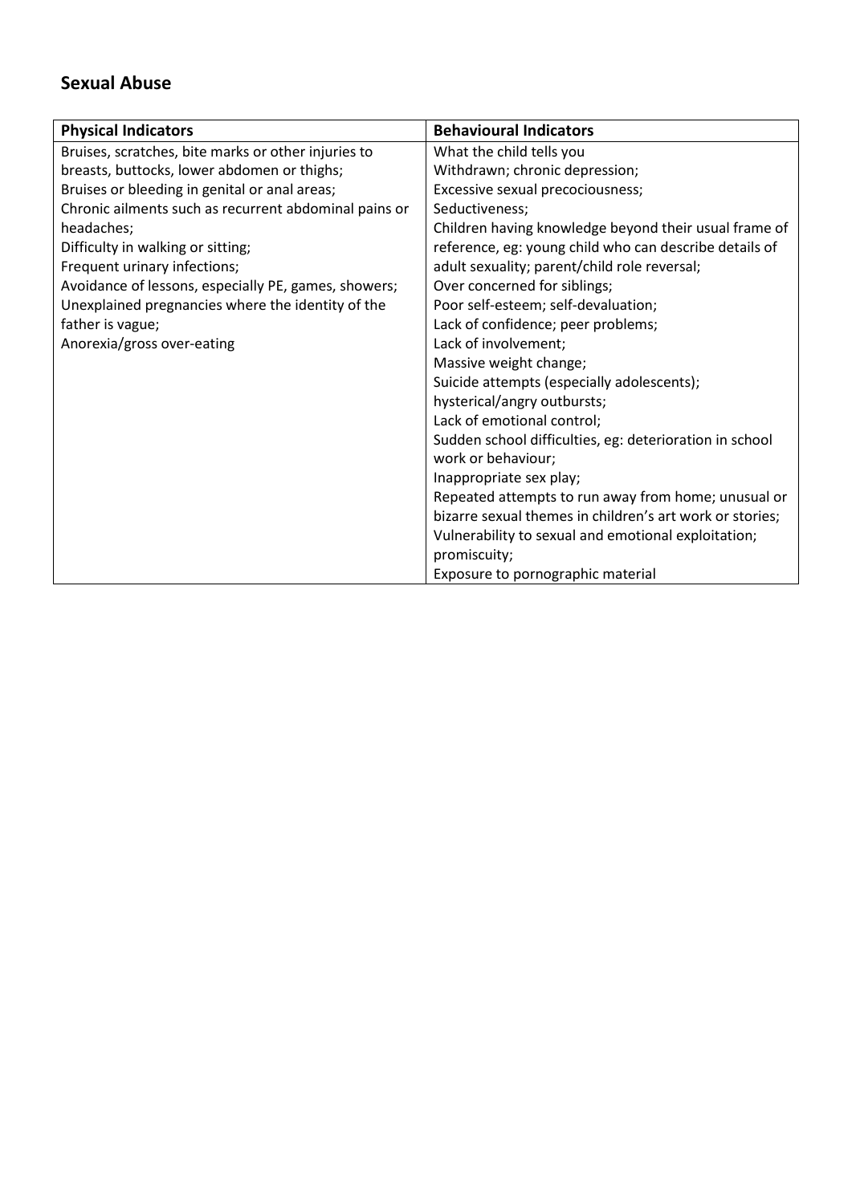## Sexual Abuse

| Physical Indicators | Behavioural Indicators |
| --- | --- |
| Bruises, scratches, bite marks or other injuries to breasts, buttocks, lower abdomen or thighs;<br>Bruises or bleeding in genital or anal areas;<br>Chronic ailments such as recurrent abdominal pains or headaches;<br>Difficulty in walking or sitting;<br>Frequent urinary infections;<br>Avoidance of lessons, especially PE, games, showers;<br>Unexplained pregnancies where the identity of the father is vague;<br>Anorexia/gross over-eating | What the child tells you<br>Withdrawn; chronic depression;<br>Excessive sexual precociousness;<br>Seductiveness;<br>Children having knowledge beyond their usual frame of reference, eg: young child who can describe details of adult sexuality; parent/child role reversal;<br>Over concerned for siblings;<br>Poor self-esteem; self-devaluation;<br>Lack of confidence; peer problems;<br>Lack of involvement;<br>Massive weight change;<br>Suicide attempts (especially adolescents);<br>hysterical/angry outbursts;<br>Lack of emotional control;<br>Sudden school difficulties, eg: deterioration in school work or behaviour;<br>Inappropriate sex play;<br>Repeated attempts to run away from home; unusual or bizarre sexual themes in children's art work or stories;<br>Vulnerability to sexual and emotional exploitation; promiscuity;<br>Exposure to pornographic material |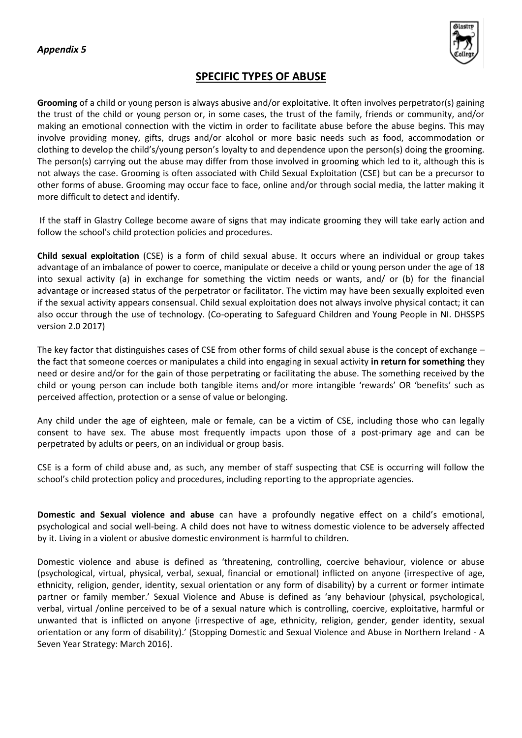*Appendix 5*

## SPECIFIC TYPES OF ABUSE

**Grooming** of a child or young person is always abusive and/or exploitative. It often involves perpetrator(s) gaining the trust of the child or young person or, in some cases, the trust of the family, friends or community, and/or making an emotional connection with the victim in order to facilitate abuse before the abuse begins. This may involve providing money, gifts, drugs and/or alcohol or more basic needs such as food, accommodation or clothing to develop the child's/young person's loyalty to and dependence upon the person(s) doing the grooming. The person(s) carrying out the abuse may differ from those involved in grooming which led to it, although this is not always the case. Grooming is often associated with Child Sexual Exploitation (CSE) but can be a precursor to other forms of abuse. Grooming may occur face to face, online and/or through social media, the latter making it more difficult to detect and identify.

If the staff in Glastry College become aware of signs that may indicate grooming they will take early action and follow the school's child protection policies and procedures.

**Child sexual exploitation** (CSE) is a form of child sexual abuse. It occurs where an individual or group takes advantage of an imbalance of power to coerce, manipulate or deceive a child or young person under the age of 18 into sexual activity (a) in exchange for something the victim needs or wants, and/ or (b) for the financial advantage or increased status of the perpetrator or facilitator. The victim may have been sexually exploited even if the sexual activity appears consensual. Child sexual exploitation does not always involve physical contact; it can also occur through the use of technology. (Co-operating to Safeguard Children and Young People in NI. DHSSPS version 2.0 2017)

The key factor that distinguishes cases of CSE from other forms of child sexual abuse is the concept of exchange – the fact that someone coerces or manipulates a child into engaging in sexual activity **in return for something** they need or desire and/or for the gain of those perpetrating or facilitating the abuse. The something received by the child or young person can include both tangible items and/or more intangible 'rewards' OR 'benefits' such as perceived affection, protection or a sense of value or belonging.

Any child under the age of eighteen, male or female, can be a victim of CSE, including those who can legally consent to have sex. The abuse most frequently impacts upon those of a post-primary age and can be perpetrated by adults or peers, on an individual or group basis.

CSE is a form of child abuse and, as such, any member of staff suspecting that CSE is occurring will follow the school's child protection policy and procedures, including reporting to the appropriate agencies.

**Domestic and Sexual violence and abuse** can have a profoundly negative effect on a child's emotional, psychological and social well-being. A child does not have to witness domestic violence to be adversely affected by it. Living in a violent or abusive domestic environment is harmful to children.

Domestic violence and abuse is defined as 'threatening, controlling, coercive behaviour, violence or abuse (psychological, virtual, physical, verbal, sexual, financial or emotional) inflicted on anyone (irrespective of age, ethnicity, religion, gender, identity, sexual orientation or any form of disability) by a current or former intimate partner or family member.' Sexual Violence and Abuse is defined as 'any behaviour (physical, psychological, verbal, virtual /online perceived to be of a sexual nature which is controlling, coercive, exploitative, harmful or unwanted that is inflicted on anyone (irrespective of age, ethnicity, religion, gender, gender identity, sexual orientation or any form of disability).' (Stopping Domestic and Sexual Violence and Abuse in Northern Ireland - A Seven Year Strategy: March 2016).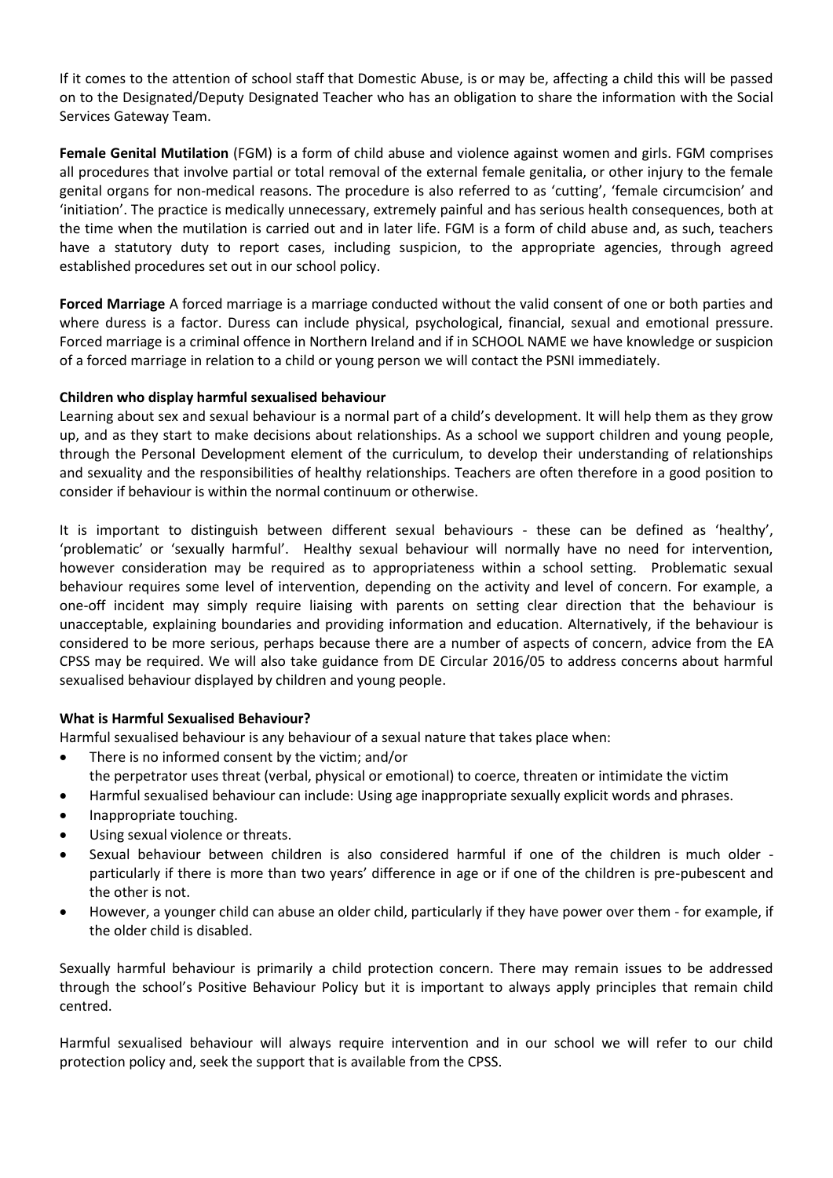If it comes to the attention of school staff that Domestic Abuse, is or may be, affecting a child this will be passed on to the Designated/Deputy Designated Teacher who has an obligation to share the information with the Social Services Gateway Team.

**Female Genital Mutilation** (FGM) is a form of child abuse and violence against women and girls. FGM comprises all procedures that involve partial or total removal of the external female genitalia, or other injury to the female genital organs for non-medical reasons. The procedure is also referred to as 'cutting', 'female circumcision' and 'initiation'. The practice is medically unnecessary, extremely painful and has serious health consequences, both at the time when the mutilation is carried out and in later life. FGM is a form of child abuse and, as such, teachers have a statutory duty to report cases, including suspicion, to the appropriate agencies, through agreed established procedures set out in our school policy.

**Forced Marriage** A forced marriage is a marriage conducted without the valid consent of one or both parties and where duress is a factor. Duress can include physical, psychological, financial, sexual and emotional pressure. Forced marriage is a criminal offence in Northern Ireland and if in SCHOOL NAME we have knowledge or suspicion of a forced marriage in relation to a child or young person we will contact the PSNI immediately.

**Children who display harmful sexualised behaviour**

Learning about sex and sexual behaviour is a normal part of a child's development. It will help them as they grow up, and as they start to make decisions about relationships. As a school we support children and young people, through the Personal Development element of the curriculum, to develop their understanding of relationships and sexuality and the responsibilities of healthy relationships. Teachers are often therefore in a good position to consider if behaviour is within the normal continuum or otherwise.

It is important to distinguish between different sexual behaviours - these can be defined as 'healthy', 'problematic' or 'sexually harmful'. Healthy sexual behaviour will normally have no need for intervention, however consideration may be required as to appropriateness within a school setting. Problematic sexual behaviour requires some level of intervention, depending on the activity and level of concern. For example, a one-off incident may simply require liaising with parents on setting clear direction that the behaviour is unacceptable, explaining boundaries and providing information and education. Alternatively, if the behaviour is considered to be more serious, perhaps because there are a number of aspects of concern, advice from the EA CPSS may be required. We will also take guidance from DE Circular 2016/05 to address concerns about harmful sexualised behaviour displayed by children and young people.

**What is Harmful Sexualised Behaviour?**

Harmful sexualised behaviour is any behaviour of a sexual nature that takes place when:

- There is no informed consent by the victim; and/or
  the perpetrator uses threat (verbal, physical or emotional) to coerce, threaten or intimidate the victim
- Harmful sexualised behaviour can include: Using age inappropriate sexually explicit words and phrases.
- Inappropriate touching.
- Using sexual violence or threats.
- Sexual behaviour between children is also considered harmful if one of the children is much older - particularly if there is more than two years' difference in age or if one of the children is pre-pubescent and the other is not.
- However, a younger child can abuse an older child, particularly if they have power over them - for example, if the older child is disabled.

Sexually harmful behaviour is primarily a child protection concern. There may remain issues to be addressed through the school's Positive Behaviour Policy but it is important to always apply principles that remain child centred.

Harmful sexualised behaviour will always require intervention and in our school we will refer to our child protection policy and, seek the support that is available from the CPSS.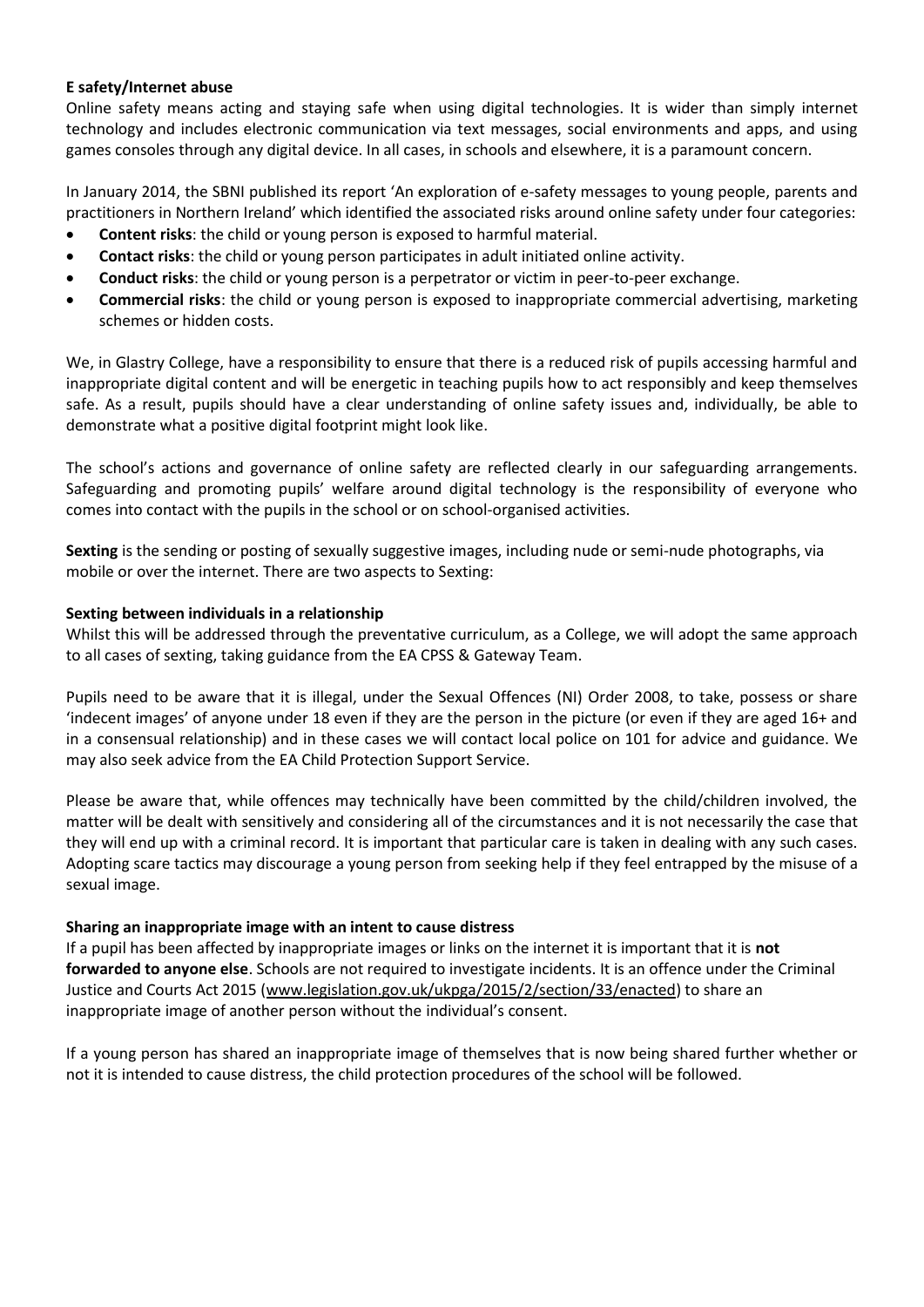**E safety/Internet abuse**

Online safety means acting and staying safe when using digital technologies. It is wider than simply internet technology and includes electronic communication via text messages, social environments and apps, and using games consoles through any digital device. In all cases, in schools and elsewhere, it is a paramount concern.

In January 2014, the SBNI published its report 'An exploration of e-safety messages to young people, parents and practitioners in Northern Ireland' which identified the associated risks around online safety under four categories:

- **Content risks**: the child or young person is exposed to harmful material.
- **Contact risks**: the child or young person participates in adult initiated online activity.
- **Conduct risks**: the child or young person is a perpetrator or victim in peer-to-peer exchange.
- **Commercial risks**: the child or young person is exposed to inappropriate commercial advertising, marketing schemes or hidden costs.

We, in Glastry College, have a responsibility to ensure that there is a reduced risk of pupils accessing harmful and inappropriate digital content and will be energetic in teaching pupils how to act responsibly and keep themselves safe. As a result, pupils should have a clear understanding of online safety issues and, individually, be able to demonstrate what a positive digital footprint might look like.

The school's actions and governance of online safety are reflected clearly in our safeguarding arrangements. Safeguarding and promoting pupils' welfare around digital technology is the responsibility of everyone who comes into contact with the pupils in the school or on school-organised activities.

**Sexting** is the sending or posting of sexually suggestive images, including nude or semi-nude photographs, via mobile or over the internet. There are two aspects to Sexting:

**Sexting between individuals in a relationship**

Whilst this will be addressed through the preventative curriculum, as a College, we will adopt the same approach to all cases of sexting, taking guidance from the EA CPSS & Gateway Team.

Pupils need to be aware that it is illegal, under the Sexual Offences (NI) Order 2008, to take, possess or share 'indecent images' of anyone under 18 even if they are the person in the picture (or even if they are aged 16+ and in a consensual relationship) and in these cases we will contact local police on 101 for advice and guidance. We may also seek advice from the EA Child Protection Support Service.

Please be aware that, while offences may technically have been committed by the child/children involved, the matter will be dealt with sensitively and considering all of the circumstances and it is not necessarily the case that they will end up with a criminal record. It is important that particular care is taken in dealing with any such cases. Adopting scare tactics may discourage a young person from seeking help if they feel entrapped by the misuse of a sexual image.

**Sharing an inappropriate image with an intent to cause distress**

If a pupil has been affected by inappropriate images or links on the internet it is important that it is **not forwarded to anyone else**. Schools are not required to investigate incidents. It is an offence under the Criminal Justice and Courts Act 2015 (www.legislation.gov.uk/ukpga/2015/2/section/33/enacted) to share an inappropriate image of another person without the individual's consent.

If a young person has shared an inappropriate image of themselves that is now being shared further whether or not it is intended to cause distress, the child protection procedures of the school will be followed.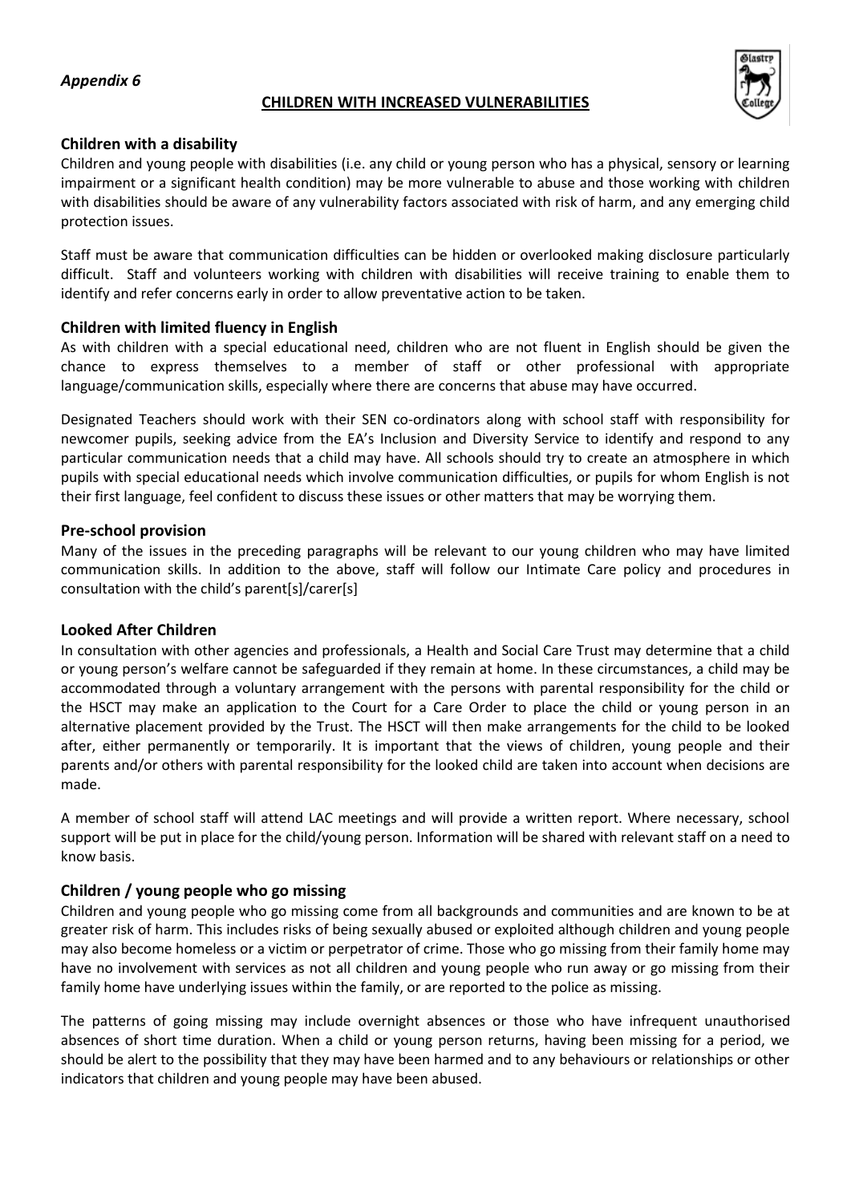*Appendix 6*

## CHILDREN WITH INCREASED VULNERABILITIES

### Children with a disability

Children and young people with disabilities (i.e. any child or young person who has a physical, sensory or learning impairment or a significant health condition) may be more vulnerable to abuse and those working with children with disabilities should be aware of any vulnerability factors associated with risk of harm, and any emerging child protection issues.

Staff must be aware that communication difficulties can be hidden or overlooked making disclosure particularly difficult. Staff and volunteers working with children with disabilities will receive training to enable them to identify and refer concerns early in order to allow preventative action to be taken.

### Children with limited fluency in English

As with children with a special educational need, children who are not fluent in English should be given the chance to express themselves to a member of staff or other professional with appropriate language/communication skills, especially where there are concerns that abuse may have occurred.

Designated Teachers should work with their SEN co-ordinators along with school staff with responsibility for newcomer pupils, seeking advice from the EA's Inclusion and Diversity Service to identify and respond to any particular communication needs that a child may have. All schools should try to create an atmosphere in which pupils with special educational needs which involve communication difficulties, or pupils for whom English is not their first language, feel confident to discuss these issues or other matters that may be worrying them.

### Pre-school provision

Many of the issues in the preceding paragraphs will be relevant to our young children who may have limited communication skills. In addition to the above, staff will follow our Intimate Care policy and procedures in consultation with the child's parent[s]/carer[s]

### Looked After Children

In consultation with other agencies and professionals, a Health and Social Care Trust may determine that a child or young person's welfare cannot be safeguarded if they remain at home. In these circumstances, a child may be accommodated through a voluntary arrangement with the persons with parental responsibility for the child or the HSCT may make an application to the Court for a Care Order to place the child or young person in an alternative placement provided by the Trust. The HSCT will then make arrangements for the child to be looked after, either permanently or temporarily. It is important that the views of children, young people and their parents and/or others with parental responsibility for the looked child are taken into account when decisions are made.

A member of school staff will attend LAC meetings and will provide a written report. Where necessary, school support will be put in place for the child/young person. Information will be shared with relevant staff on a need to know basis.

### Children / young people who go missing

Children and young people who go missing come from all backgrounds and communities and are known to be at greater risk of harm. This includes risks of being sexually abused or exploited although children and young people may also become homeless or a victim or perpetrator of crime. Those who go missing from their family home may have no involvement with services as not all children and young people who run away or go missing from their family home have underlying issues within the family, or are reported to the police as missing.

The patterns of going missing may include overnight absences or those who have infrequent unauthorised absences of short time duration. When a child or young person returns, having been missing for a period, we should be alert to the possibility that they may have been harmed and to any behaviours or relationships or other indicators that children and young people may have been abused.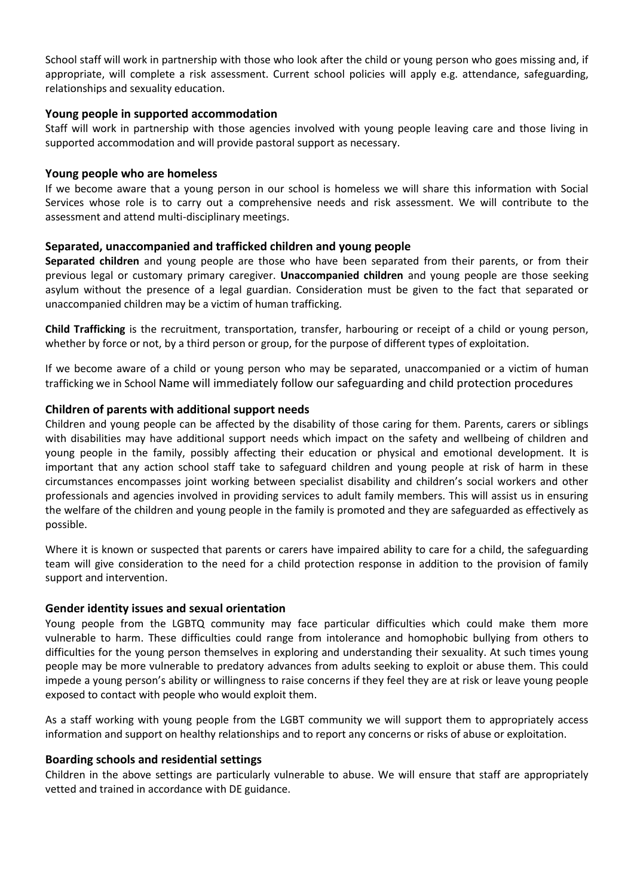School staff will work in partnership with those who look after the child or young person who goes missing and, if appropriate, will complete a risk assessment. Current school policies will apply e.g. attendance, safeguarding, relationships and sexuality education.

### Young people in supported accommodation

Staff will work in partnership with those agencies involved with young people leaving care and those living in supported accommodation and will provide pastoral support as necessary.

### Young people who are homeless

If we become aware that a young person in our school is homeless we will share this information with Social Services whose role is to carry out a comprehensive needs and risk assessment. We will contribute to the assessment and attend multi-disciplinary meetings.

### Separated, unaccompanied and trafficked children and young people

**Separated children** and young people are those who have been separated from their parents, or from their previous legal or customary primary caregiver. **Unaccompanied children** and young people are those seeking asylum without the presence of a legal guardian. Consideration must be given to the fact that separated or unaccompanied children may be a victim of human trafficking.

**Child Trafficking** is the recruitment, transportation, transfer, harbouring or receipt of a child or young person, whether by force or not, by a third person or group, for the purpose of different types of exploitation.

If we become aware of a child or young person who may be separated, unaccompanied or a victim of human trafficking we in School Name will immediately follow our safeguarding and child protection procedures

### Children of parents with additional support needs

Children and young people can be affected by the disability of those caring for them. Parents, carers or siblings with disabilities may have additional support needs which impact on the safety and wellbeing of children and young people in the family, possibly affecting their education or physical and emotional development. It is important that any action school staff take to safeguard children and young people at risk of harm in these circumstances encompasses joint working between specialist disability and children's social workers and other professionals and agencies involved in providing services to adult family members. This will assist us in ensuring the welfare of the children and young people in the family is promoted and they are safeguarded as effectively as possible.

Where it is known or suspected that parents or carers have impaired ability to care for a child, the safeguarding team will give consideration to the need for a child protection response in addition to the provision of family support and intervention.

### Gender identity issues and sexual orientation

Young people from the LGBTQ community may face particular difficulties which could make them more vulnerable to harm. These difficulties could range from intolerance and homophobic bullying from others to difficulties for the young person themselves in exploring and understanding their sexuality. At such times young people may be more vulnerable to predatory advances from adults seeking to exploit or abuse them. This could impede a young person's ability or willingness to raise concerns if they feel they are at risk or leave young people exposed to contact with people who would exploit them.

As a staff working with young people from the LGBT community we will support them to appropriately access information and support on healthy relationships and to report any concerns or risks of abuse or exploitation.

### Boarding schools and residential settings

Children in the above settings are particularly vulnerable to abuse. We will ensure that staff are appropriately vetted and trained in accordance with DE guidance.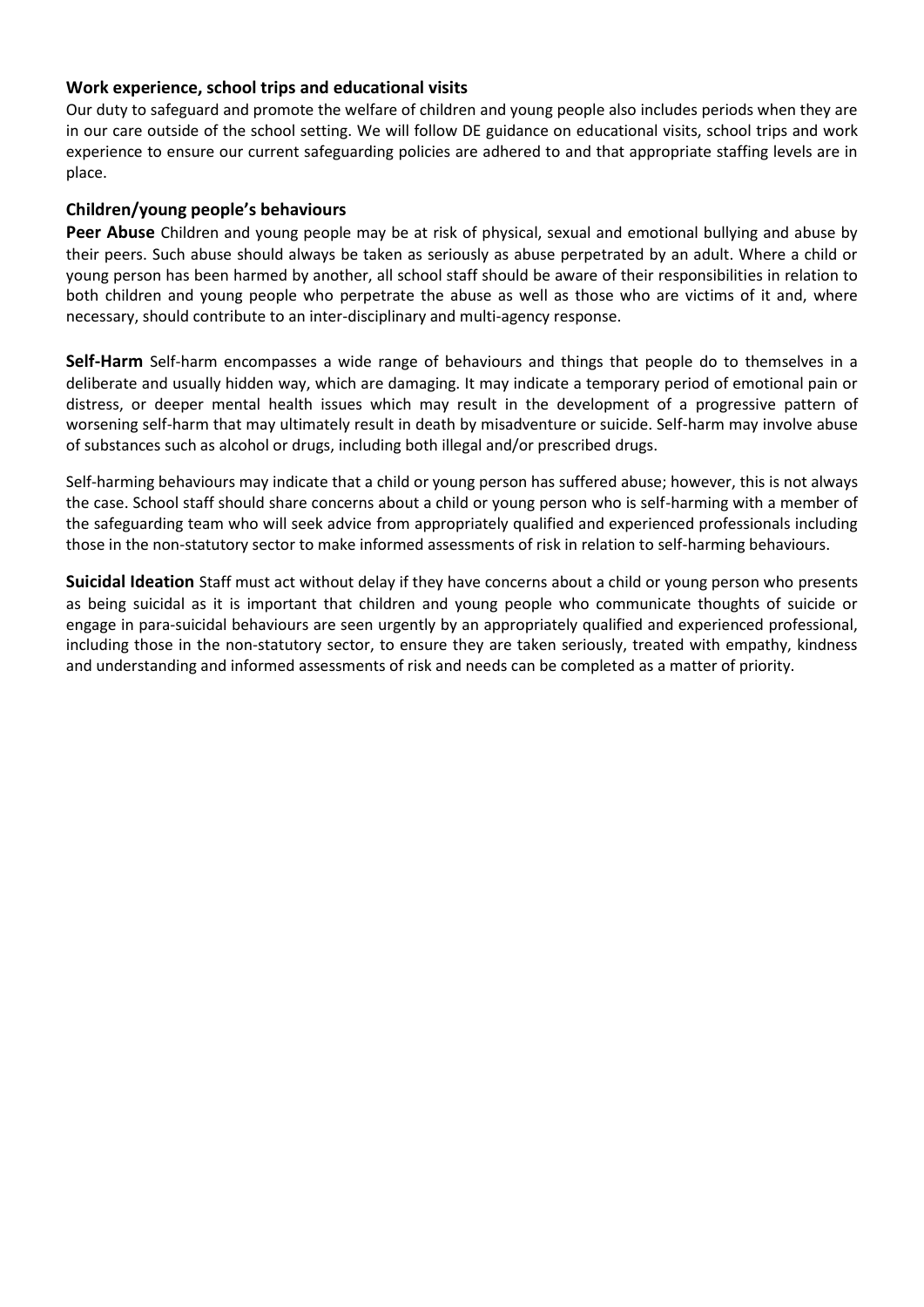### Work experience, school trips and educational visits

Our duty to safeguard and promote the welfare of children and young people also includes periods when they are in our care outside of the school setting. We will follow DE guidance on educational visits, school trips and work experience to ensure our current safeguarding policies are adhered to and that appropriate staffing levels are in place.

### Children/young people's behaviours

**Peer Abuse** Children and young people may be at risk of physical, sexual and emotional bullying and abuse by their peers. Such abuse should always be taken as seriously as abuse perpetrated by an adult. Where a child or young person has been harmed by another, all school staff should be aware of their responsibilities in relation to both children and young people who perpetrate the abuse as well as those who are victims of it and, where necessary, should contribute to an inter-disciplinary and multi-agency response.

**Self-Harm** Self-harm encompasses a wide range of behaviours and things that people do to themselves in a deliberate and usually hidden way, which are damaging. It may indicate a temporary period of emotional pain or distress, or deeper mental health issues which may result in the development of a progressive pattern of worsening self-harm that may ultimately result in death by misadventure or suicide. Self-harm may involve abuse of substances such as alcohol or drugs, including both illegal and/or prescribed drugs.

Self-harming behaviours may indicate that a child or young person has suffered abuse; however, this is not always the case. School staff should share concerns about a child or young person who is self-harming with a member of the safeguarding team who will seek advice from appropriately qualified and experienced professionals including those in the non-statutory sector to make informed assessments of risk in relation to self-harming behaviours.

**Suicidal Ideation** Staff must act without delay if they have concerns about a child or young person who presents as being suicidal as it is important that children and young people who communicate thoughts of suicide or engage in para-suicidal behaviours are seen urgently by an appropriately qualified and experienced professional, including those in the non-statutory sector, to ensure they are taken seriously, treated with empathy, kindness and understanding and informed assessments of risk and needs can be completed as a matter of priority.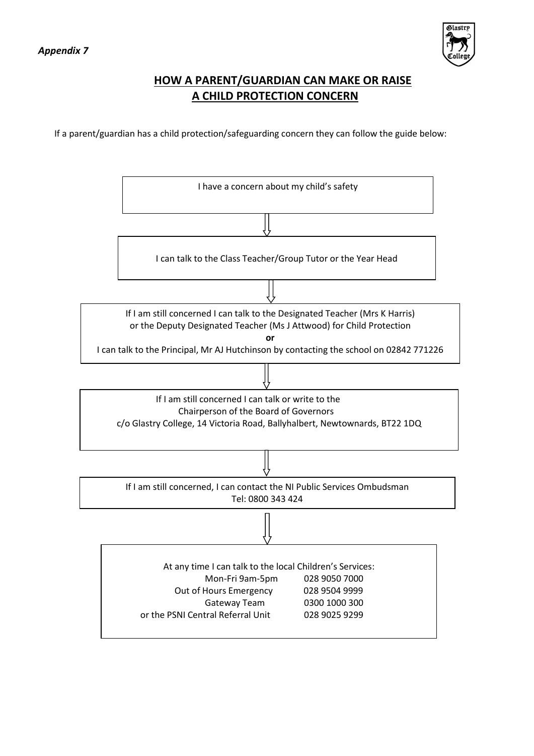*Appendix 7*

## HOW A PARENT/GUARDIAN CAN MAKE OR RAISE A CHILD PROTECTION CONCERN

If a parent/guardian has a child protection/safeguarding concern they can follow the guide below:

I have a concern about my child's safety

↓

I can talk to the Class Teacher/Group Tutor or the Year Head

↓

If I am still concerned I can talk to the Designated Teacher (Mrs K Harris) or the Deputy Designated Teacher (Ms J Attwood) for Child Protection

**or**

I can talk to the Principal, Mr AJ Hutchinson by contacting the school on 02842 771226

↓

If I am still concerned I can talk or write to the Chairperson of the Board of Governors
c/o Glastry College, 14 Victoria Road, Ballyhalbert, Newtownards, BT22 1DQ

↓

If I am still concerned, I can contact the NI Public Services Ombudsman
Tel: 0800 343 424

↓

At any time I can talk to the local Children's Services:

| | |
|---|---|
| Mon-Fri 9am-5pm | 028 9050 7000 |
| Out of Hours Emergency | 028 9504 9999 |
| Gateway Team | 0300 1000 300 |
| or the PSNI Central Referral Unit | 028 9025 9299 |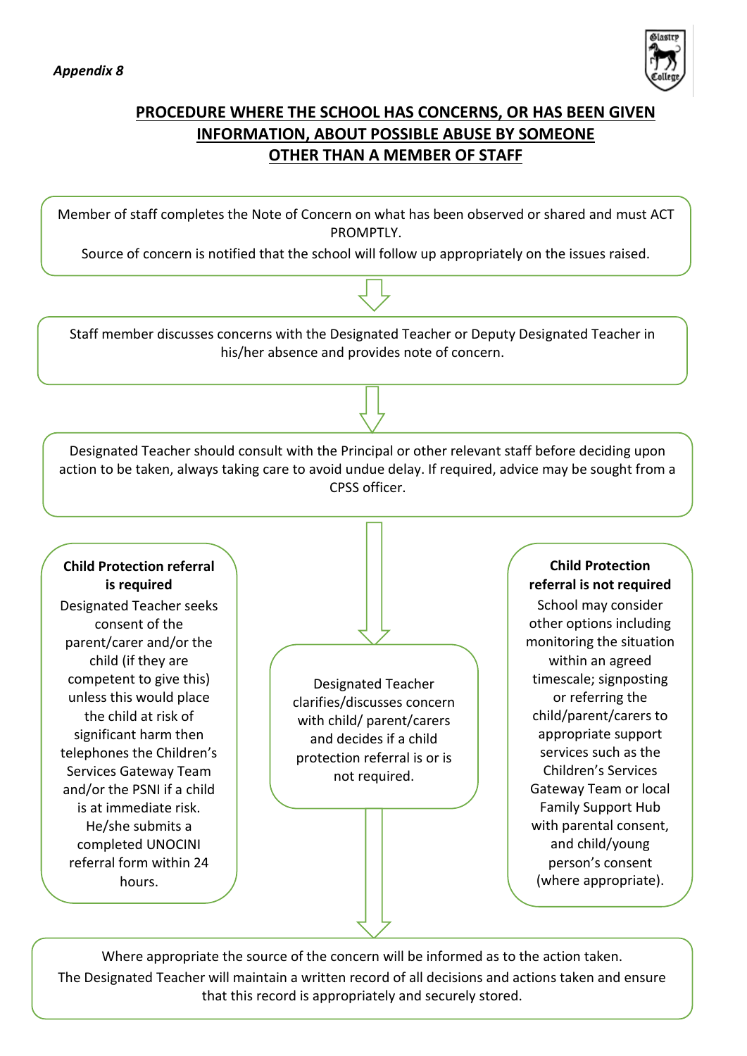*Appendix 8*

## PROCEDURE WHERE THE SCHOOL HAS CONCERNS, OR HAS BEEN GIVEN INFORMATION, ABOUT POSSIBLE ABUSE BY SOMEONE OTHER THAN A MEMBER OF STAFF

Member of staff completes the Note of Concern on what has been observed or shared and must ACT PROMPTLY.
Source of concern is notified that the school will follow up appropriately on the issues raised.

↓

Staff member discusses concerns with the Designated Teacher or Deputy Designated Teacher in his/her absence and provides note of concern.

↓

Designated Teacher should consult with the Principal or other relevant staff before deciding upon action to be taken, always taking care to avoid undue delay. If required, advice may be sought from a CPSS officer.

↓

Designated Teacher clarifies/discusses concern with child/ parent/carers and decides if a child protection referral is or is not required.

**Child Protection referral is required**
Designated Teacher seeks consent of the parent/carer and/or the child (if they are competent to give this) unless this would place the child at risk of significant harm then telephones the Children's Services Gateway Team and/or the PSNI if a child is at immediate risk. He/she submits a completed UNOCINI referral form within 24 hours.

**Child Protection referral is not required**
School may consider other options including monitoring the situation within an agreed timescale; signposting or referring the child/parent/carers to appropriate support services such as the Children's Services Gateway Team or local Family Support Hub with parental consent, and child/young person's consent (where appropriate).

↓

Where appropriate the source of the concern will be informed as to the action taken.
The Designated Teacher will maintain a written record of all decisions and actions taken and ensure that this record is appropriately and securely stored.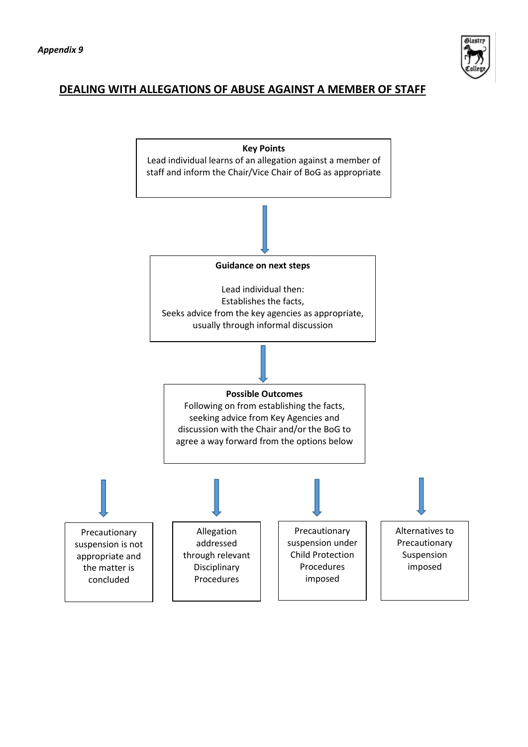*Appendix 9*

## DEALING WITH ALLEGATIONS OF ABUSE AGAINST A MEMBER OF STAFF

**Key Points**

Lead individual learns of an allegation against a member of staff and inform the Chair/Vice Chair of BoG as appropriate

↓

**Guidance on next steps**

Lead individual then:
Establishes the facts,
Seeks advice from the key agencies as appropriate, usually through informal discussion

↓

**Possible Outcomes**

Following on from establishing the facts, seeking advice from Key Agencies and discussion with the Chair and/or the BoG to agree a way forward from the options below

↓

- Precautionary suspension is not appropriate and the matter is concluded
- Allegation addressed through relevant Disciplinary Procedures
- Precautionary suspension under Child Protection Procedures imposed
- Alternatives to Precautionary Suspension imposed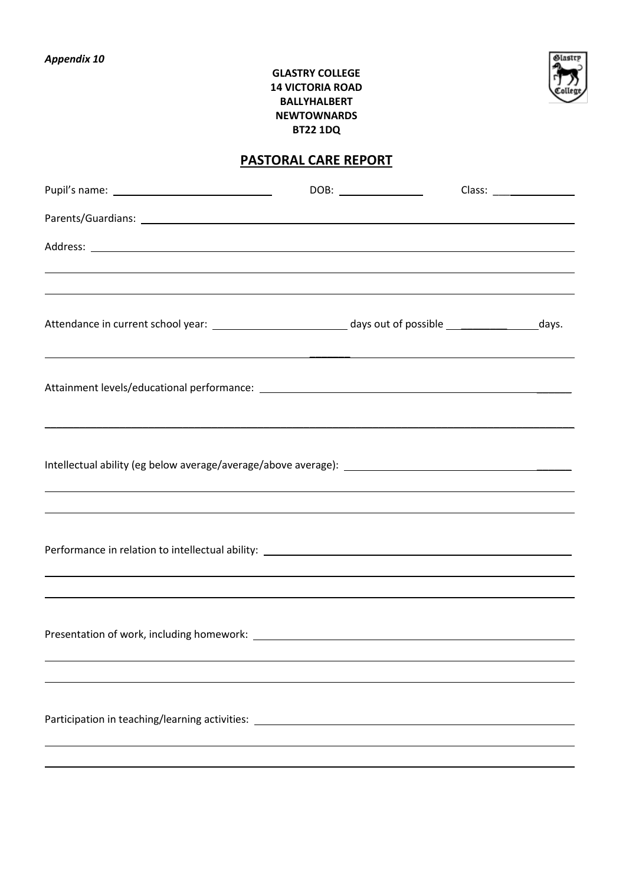*Appendix 10*

**GLASTRY COLLEGE**
**14 VICTORIA ROAD**
**BALLYHALBERT**
**NEWTOWNARDS**
**BT22 1DQ**

## PASTORAL CARE REPORT

Pupil's name: ______________________ DOB: ______________ Class: ______________

Parents/Guardians: ______________________________________________________________

Address: ______________________________________________________________________

______________________________________________________________________________

______________________________________________________________________________

Attendance in current school year: ______________________ days out of possible ______________ days.

______________________________________________________________________________

Attainment levels/educational performance: _______________________________________________

______________________________________________________________________________

Intellectual ability (eg below average/average/above average): ___________________________

______________________________________________________________________________

______________________________________________________________________________

Performance in relation to intellectual ability: ___________________________________________

______________________________________________________________________________

______________________________________________________________________________

Presentation of work, including homework: ______________________________________________

______________________________________________________________________________

______________________________________________________________________________

Participation in teaching/learning activities: ____________________________________________

______________________________________________________________________________

______________________________________________________________________________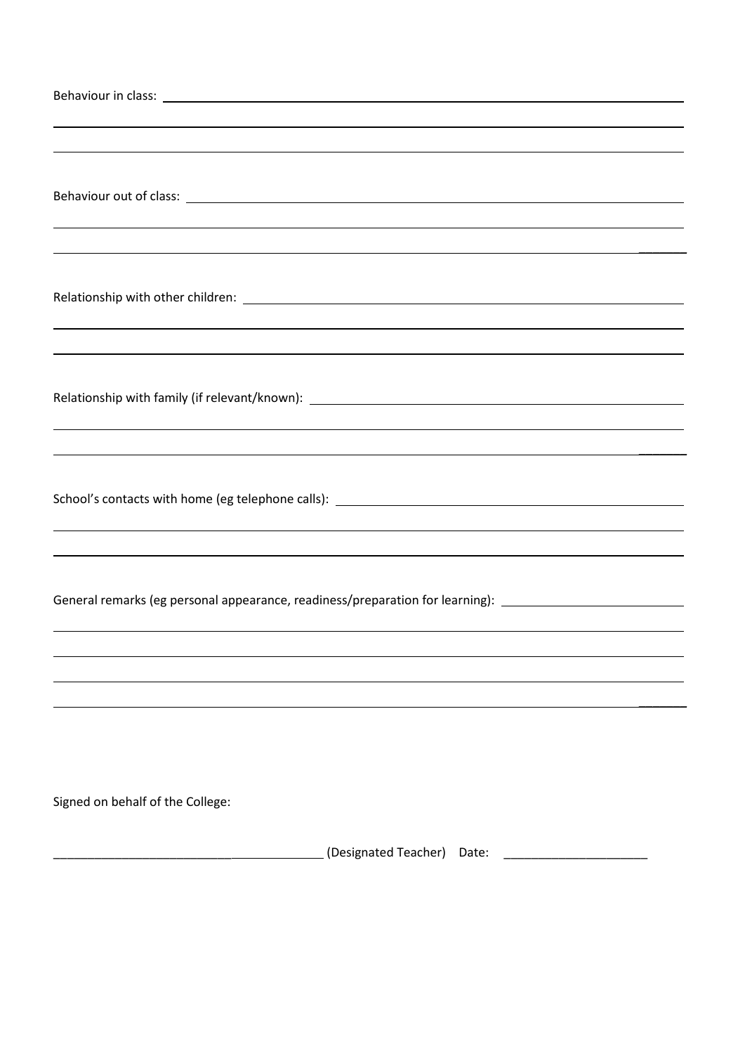Behaviour in class: ______________________________________________________________________________

______________________________________________________________________________

______________________________________________________________________________

Behaviour out of class: ______________________________________________________________________________

______________________________________________________________________________

______________________________________________________________________________

Relationship with other children: ______________________________________________________________________________

______________________________________________________________________________

______________________________________________________________________________

Relationship with family (if relevant/known): ______________________________________________________________________________

______________________________________________________________________________

______________________________________________________________________________

School's contacts with home (eg telephone calls): ______________________________________________________________________________

______________________________________________________________________________

______________________________________________________________________________

General remarks (eg personal appearance, readiness/preparation for learning): ______________________________________________________________________________

______________________________________________________________________________

______________________________________________________________________________

______________________________________________________________________________

______________________________________________________________________________

Signed on behalf of the College:

________________________________________ (Designated Teacher) Date: ______________________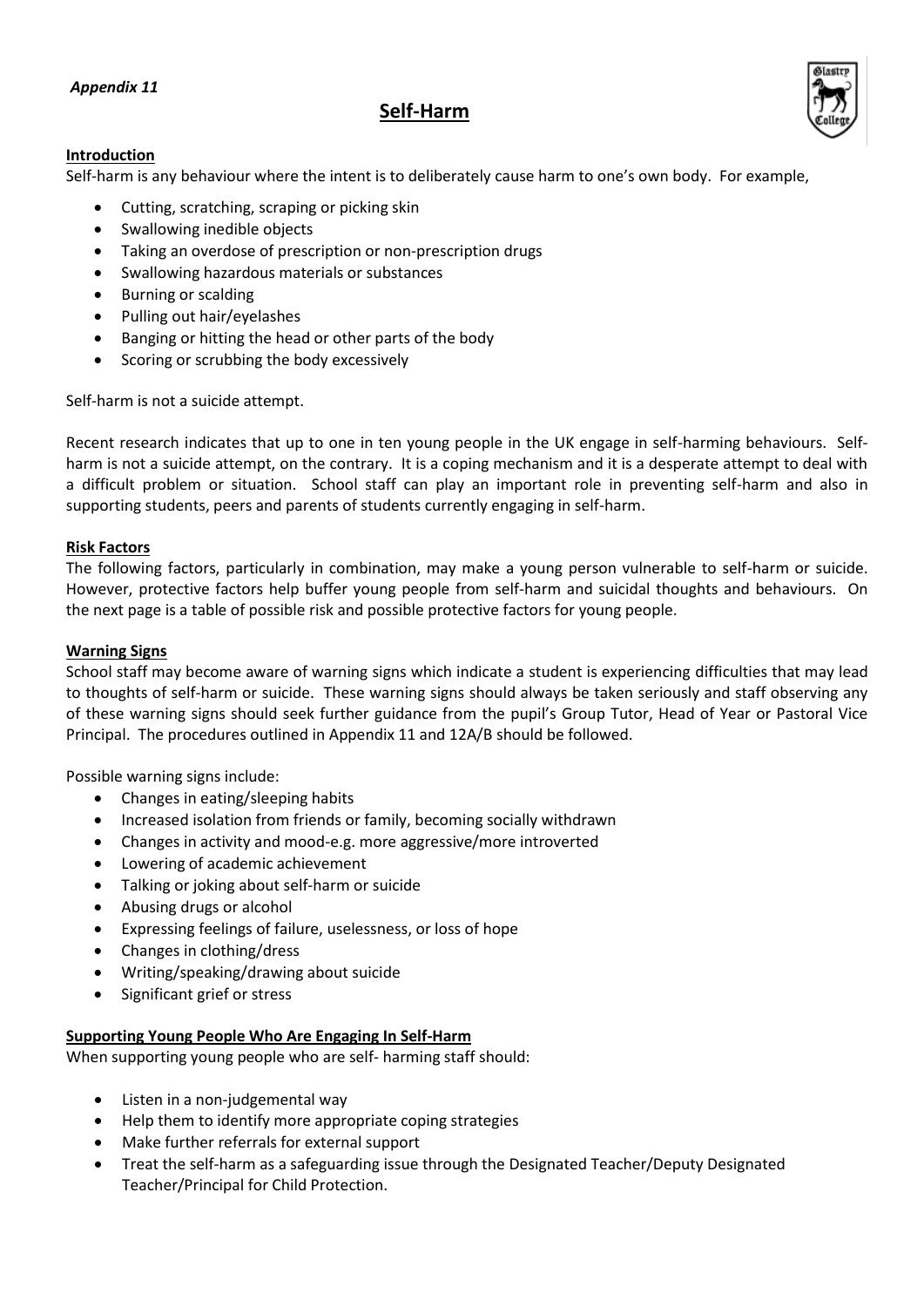*Appendix 11*

# Self-Harm

**Introduction**

Self-harm is any behaviour where the intent is to deliberately cause harm to one's own body. For example,

- Cutting, scratching, scraping or picking skin
- Swallowing inedible objects
- Taking an overdose of prescription or non-prescription drugs
- Swallowing hazardous materials or substances
- Burning or scalding
- Pulling out hair/eyelashes
- Banging or hitting the head or other parts of the body
- Scoring or scrubbing the body excessively

Self-harm is not a suicide attempt.

Recent research indicates that up to one in ten young people in the UK engage in self-harming behaviours. Self-harm is not a suicide attempt, on the contrary. It is a coping mechanism and it is a desperate attempt to deal with a difficult problem or situation. School staff can play an important role in preventing self-harm and also in supporting students, peers and parents of students currently engaging in self-harm.

**Risk Factors**

The following factors, particularly in combination, may make a young person vulnerable to self-harm or suicide. However, protective factors help buffer young people from self-harm and suicidal thoughts and behaviours. On the next page is a table of possible risk and possible protective factors for young people.

**Warning Signs**

School staff may become aware of warning signs which indicate a student is experiencing difficulties that may lead to thoughts of self-harm or suicide. These warning signs should always be taken seriously and staff observing any of these warning signs should seek further guidance from the pupil's Group Tutor, Head of Year or Pastoral Vice Principal. The procedures outlined in Appendix 11 and 12A/B should be followed.

Possible warning signs include:

- Changes in eating/sleeping habits
- Increased isolation from friends or family, becoming socially withdrawn
- Changes in activity and mood-e.g. more aggressive/more introverted
- Lowering of academic achievement
- Talking or joking about self-harm or suicide
- Abusing drugs or alcohol
- Expressing feelings of failure, uselessness, or loss of hope
- Changes in clothing/dress
- Writing/speaking/drawing about suicide
- Significant grief or stress

**Supporting Young People Who Are Engaging In Self-Harm**

When supporting young people who are self- harming staff should:

- Listen in a non-judgemental way
- Help them to identify more appropriate coping strategies
- Make further referrals for external support
- Treat the self-harm as a safeguarding issue through the Designated Teacher/Deputy Designated Teacher/Principal for Child Protection.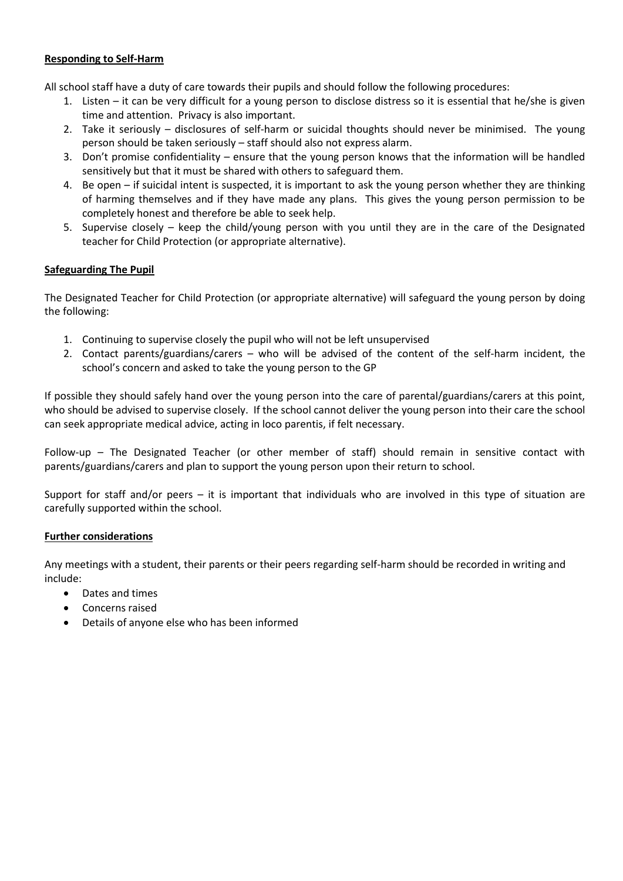**Responding to Self-Harm**

All school staff have a duty of care towards their pupils and should follow the following procedures:

1. Listen – it can be very difficult for a young person to disclose distress so it is essential that he/she is given time and attention. Privacy is also important.
2. Take it seriously – disclosures of self-harm or suicidal thoughts should never be minimised. The young person should be taken seriously – staff should also not express alarm.
3. Don't promise confidentiality – ensure that the young person knows that the information will be handled sensitively but that it must be shared with others to safeguard them.
4. Be open – if suicidal intent is suspected, it is important to ask the young person whether they are thinking of harming themselves and if they have made any plans. This gives the young person permission to be completely honest and therefore be able to seek help.
5. Supervise closely – keep the child/young person with you until they are in the care of the Designated teacher for Child Protection (or appropriate alternative).

**Safeguarding The Pupil**

The Designated Teacher for Child Protection (or appropriate alternative) will safeguard the young person by doing the following:

1. Continuing to supervise closely the pupil who will not be left unsupervised
2. Contact parents/guardians/carers – who will be advised of the content of the self-harm incident, the school's concern and asked to take the young person to the GP

If possible they should safely hand over the young person into the care of parental/guardians/carers at this point, who should be advised to supervise closely. If the school cannot deliver the young person into their care the school can seek appropriate medical advice, acting in loco parentis, if felt necessary.

Follow-up – The Designated Teacher (or other member of staff) should remain in sensitive contact with parents/guardians/carers and plan to support the young person upon their return to school.

Support for staff and/or peers – it is important that individuals who are involved in this type of situation are carefully supported within the school.

**Further considerations**

Any meetings with a student, their parents or their peers regarding self-harm should be recorded in writing and include:

- Dates and times
- Concerns raised
- Details of anyone else who has been informed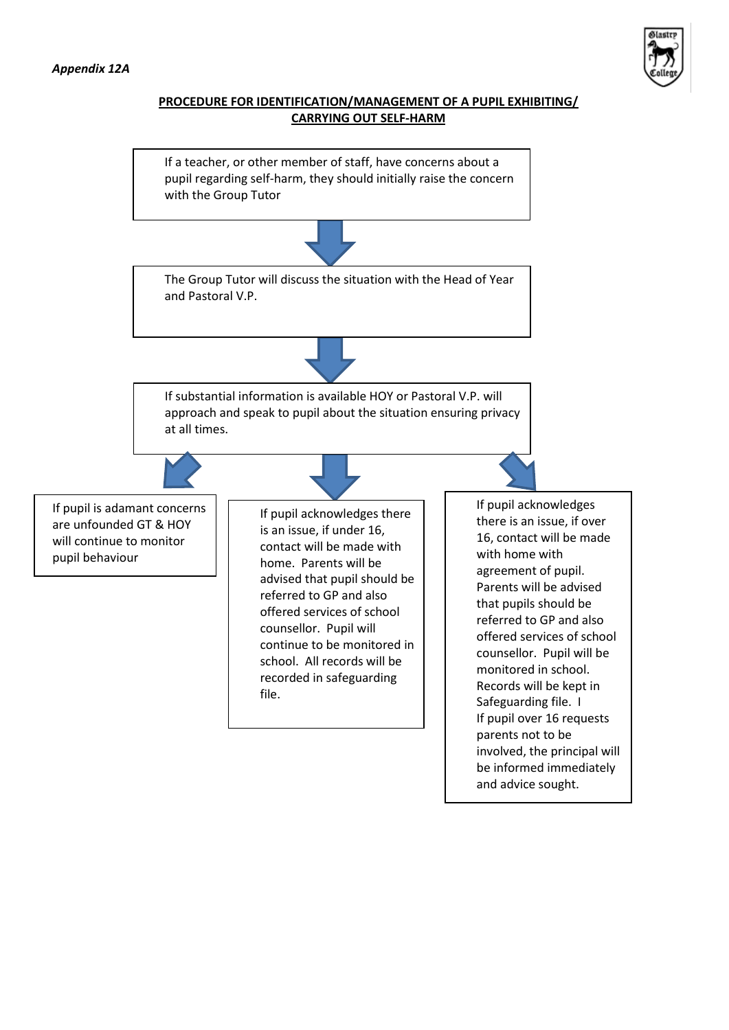*Appendix 12A*

**PROCEDURE FOR IDENTIFICATION/MANAGEMENT OF A PUPIL EXHIBITING/ CARRYING OUT SELF-HARM**

If a teacher, or other member of staff, have concerns about a pupil regarding self-harm, they should initially raise the concern with the Group Tutor

↓

The Group Tutor will discuss the situation with the Head of Year and Pastoral V.P.

↓

If substantial information is available HOY or Pastoral V.P. will approach and speak to pupil about the situation ensuring privacy at all times.

↓

- If pupil is adamant concerns are unfounded GT & HOY will continue to monitor pupil behaviour

- If pupil acknowledges there is an issue, if under 16, contact will be made with home. Parents will be advised that pupil should be referred to GP and also offered services of school counsellor. Pupil will continue to be monitored in school. All records will be recorded in safeguarding file.

- If pupil acknowledges there is an issue, if over 16, contact will be made with home with agreement of pupil. Parents will be advised that pupils should be referred to GP and also offered services of school counsellor. Pupil will be monitored in school. Records will be kept in Safeguarding file. I  
  If pupil over 16 requests parents not to be involved, the principal will be informed immediately and advice sought.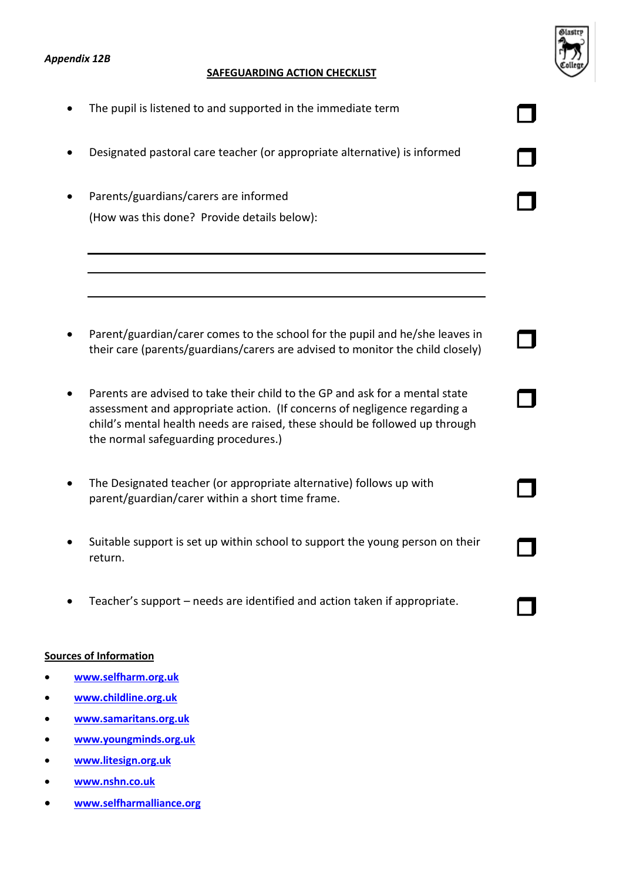*Appendix 12B*

**SAFEGUARDING ACTION CHECKLIST**

- The pupil is listened to and supported in the immediate term ☐
- Designated pastoral care teacher (or appropriate alternative) is informed ☐
- Parents/guardians/carers are informed ☐

  (How was this done? Provide details below):

  ______________________________________________

  ______________________________________________

  ______________________________________________

- Parent/guardian/carer comes to the school for the pupil and he/she leaves in their care (parents/guardians/carers are advised to monitor the child closely) ☐
- Parents are advised to take their child to the GP and ask for a mental state assessment and appropriate action. (If concerns of negligence regarding a child's mental health needs are raised, these should be followed up through the normal safeguarding procedures.) ☐
- The Designated teacher (or appropriate alternative) follows up with parent/guardian/carer within a short time frame. ☐
- Suitable support is set up within school to support the young person on their return. ☐
- Teacher's support – needs are identified and action taken if appropriate. ☐

**Sources of Information**

- www.selfharm.org.uk
- www.childline.org.uk
- www.samaritans.org.uk
- www.youngminds.org.uk
- www.litesign.org.uk
- www.nshn.co.uk
- www.selfharmalliance.org